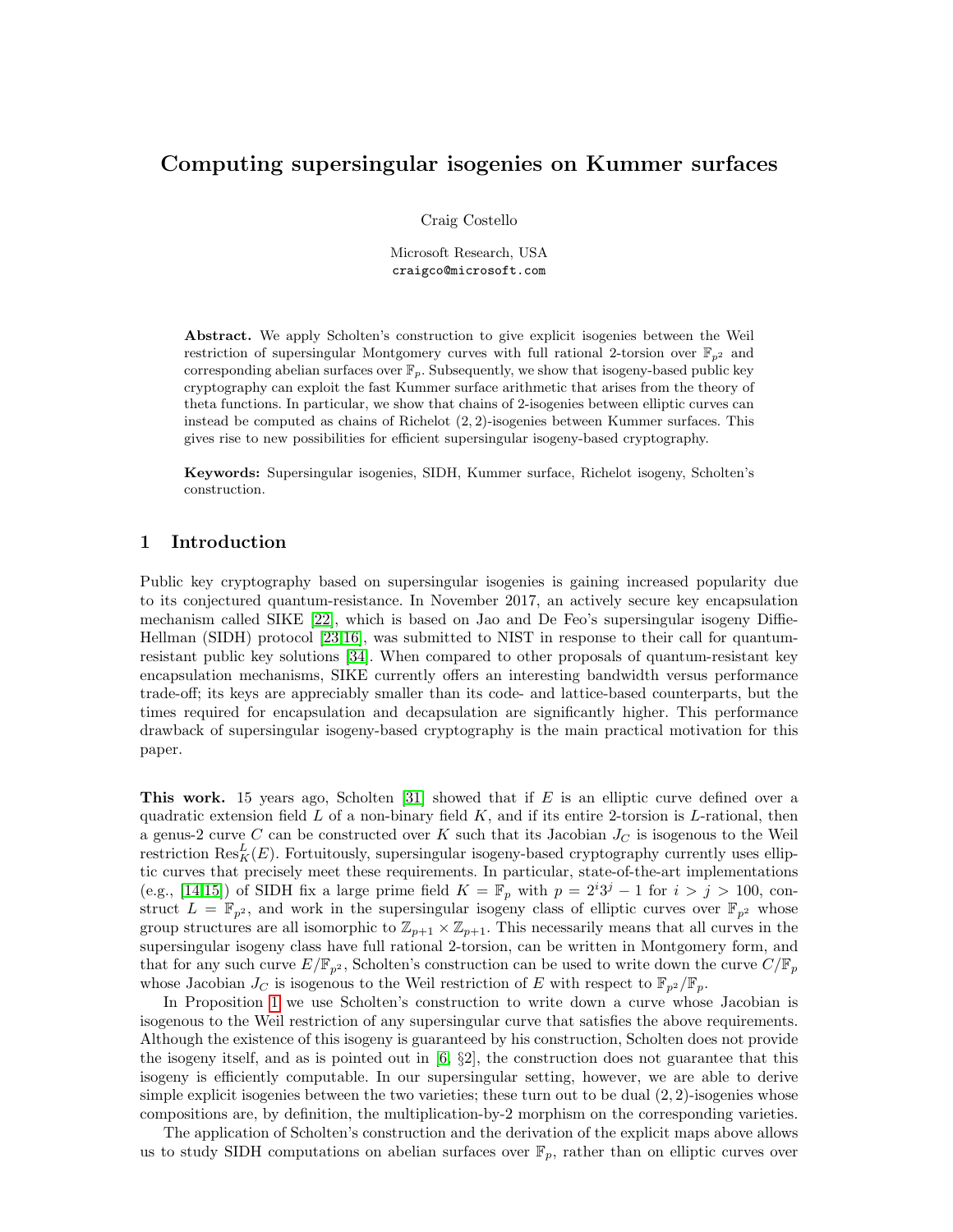# Computing supersingular isogenies on Kummer surfaces

Craig Costello

Microsoft Research, USA
craigco@microsoft.com

**Abstract.** We apply Scholten's construction to give explicit isogenies between the Weil restriction of supersingular Montgomery curves with full rational 2-torsion over $\mathbb{F}_{p^2}$ and corresponding abelian surfaces over $\mathbb{F}_p$. Subsequently, we show that isogeny-based public key cryptography can exploit the fast Kummer surface arithmetic that arises from the theory of theta functions. In particular, we show that chains of 2-isogenies between elliptic curves can instead be computed as chains of Richelot $(2,2)$-isogenies between Kummer surfaces. This gives rise to new possibilities for efficient supersingular isogeny-based cryptography.

**Keywords:** Supersingular isogenies, SIDH, Kummer surface, Richelot isogeny, Scholten's construction.

## 1 Introduction

Public key cryptography based on supersingular isogenies is gaining increased popularity due to its conjectured quantum-resistance. In November 2017, an actively secure key encapsulation mechanism called SIKE [22], which is based on Jao and De Feo's supersingular isogeny Diffie-Hellman (SIDH) protocol [23,16], was submitted to NIST in response to their call for quantum-resistant public key solutions [34]. When compared to other proposals of quantum-resistant key encapsulation mechanisms, SIKE currently offers an interesting bandwidth versus performance trade-off; its keys are appreciably smaller than its code- and lattice-based counterparts, but the times required for encapsulation and decapsulation are significantly higher. This performance drawback of supersingular isogeny-based cryptography is the main practical motivation for this paper.

**This work.** 15 years ago, Scholten [31] showed that if $E$ is an elliptic curve defined over a quadratic extension field $L$ of a non-binary field $K$, and if its entire 2-torsion is $L$-rational, then a genus-2 curve $C$ can be constructed over $K$ such that its Jacobian $J_C$ is isogenous to the Weil restriction $\mathrm{Res}_K^L(E)$. Fortuitously, supersingular isogeny-based cryptography currently uses elliptic curves that precisely meet these requirements. In particular, state-of-the-art implementations (e.g., [14,15]) of SIDH fix a large prime field $K = \mathbb{F}_p$ with $p = 2^i 3^j - 1$ for $i > j > 100$, construct $L = \mathbb{F}_{p^2}$, and work in the supersingular isogeny class of elliptic curves over $\mathbb{F}_{p^2}$ whose group structures are all isomorphic to $\mathbb{Z}_{p+1} \times \mathbb{Z}_{p+1}$. This necessarily means that all curves in the supersingular isogeny class have full rational 2-torsion, can be written in Montgomery form, and that for any such curve $E/\mathbb{F}_{p^2}$, Scholten's construction can be used to write down the curve $C/\mathbb{F}_p$ whose Jacobian $J_C$ is isogenous to the Weil restriction of $E$ with respect to $\mathbb{F}_{p^2}/\mathbb{F}_p$.

In Proposition 1 we use Scholten's construction to write down a curve whose Jacobian is isogenous to the Weil restriction of any supersingular curve that satisfies the above requirements. Although the existence of this isogeny is guaranteed by his construction, Scholten does not provide the isogeny itself, and as is pointed out in [6, §2], the construction does not guarantee that this isogeny is efficiently computable. In our supersingular setting, however, we are able to derive simple explicit isogenies between the two varieties; these turn out to be dual $(2,2)$-isogenies whose compositions are, by definition, the multiplication-by-2 morphism on the corresponding varieties.

The application of Scholten's construction and the derivation of the explicit maps above allows us to study SIDH computations on abelian surfaces over $\mathbb{F}_p$, rather than on elliptic curves over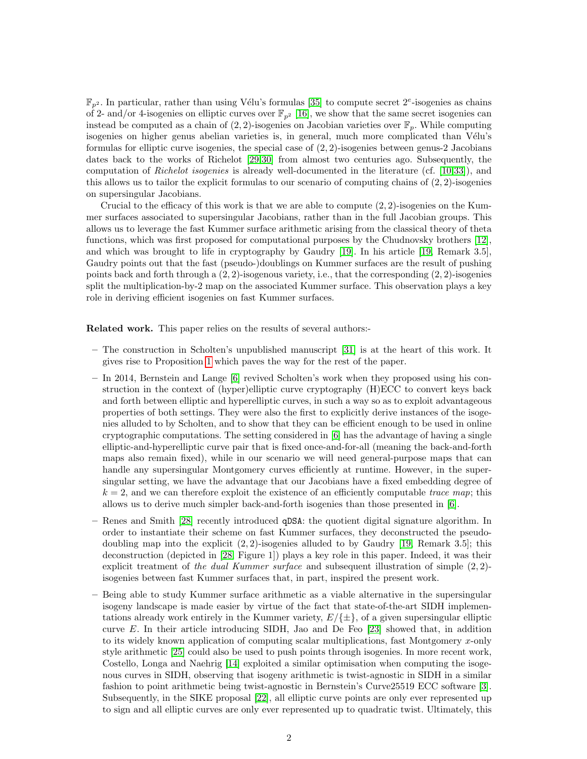$\mathbb{F}_{p^2}$. In particular, rather than using Vélu's formulas [35] to compute secret $2^e$-isogenies as chains of 2- and/or 4-isogenies on elliptic curves over $\mathbb{F}_{p^2}$ [16], we show that the same secret isogenies can instead be computed as a chain of $(2,2)$-isogenies on Jacobian varieties over $\mathbb{F}_p$. While computing isogenies on higher genus abelian varieties is, in general, much more complicated than Vélu's formulas for elliptic curve isogenies, the special case of $(2,2)$-isogenies between genus-2 Jacobians dates back to the works of Richelot [29,30] from almost two centuries ago. Subsequently, the computation of *Richelot isogenies* is already well-documented in the literature (cf. [10,33]), and this allows us to tailor the explicit formulas to our scenario of computing chains of $(2,2)$-isogenies on supersingular Jacobians.

Crucial to the efficacy of this work is that we are able to compute $(2,2)$-isogenies on the Kummer surfaces associated to supersingular Jacobians, rather than in the full Jacobian groups. This allows us to leverage the fast Kummer surface arithmetic arising from the classical theory of theta functions, which was first proposed for computational purposes by the Chudnovsky brothers [12], and which was brought to life in cryptography by Gaudry [19]. In his article [19, Remark 3.5], Gaudry points out that the fast (pseudo-)doublings on Kummer surfaces are the result of pushing points back and forth through a $(2,2)$-isogenous variety, i.e., that the corresponding $(2,2)$-isogenies split the multiplication-by-2 map on the associated Kummer surface. This observation plays a key role in deriving efficient isogenies on fast Kummer surfaces.

**Related work.** This paper relies on the results of several authors:-

- The construction in Scholten's unpublished manuscript [31] is at the heart of this work. It gives rise to Proposition 1 which paves the way for the rest of the paper.
- In 2014, Bernstein and Lange [6] revived Scholten's work when they proposed using his construction in the context of (hyper)elliptic curve cryptography (H)ECC to convert keys back and forth between elliptic and hyperelliptic curves, in such a way so as to exploit advantageous properties of both settings. They were also the first to explicitly derive instances of the isogenies alluded to by Scholten, and to show that they can be efficient enough to be used in online cryptographic computations. The setting considered in [6] has the advantage of having a single elliptic-and-hyperelliptic curve pair that is fixed once-and-for-all (meaning the back-and-forth maps also remain fixed), while in our scenario we will need general-purpose maps that can handle any supersingular Montgomery curves efficiently at runtime. However, in the supersingular setting, we have the advantage that our Jacobians have a fixed embedding degree of $k=2$, and we can therefore exploit the existence of an efficiently computable *trace map*; this allows us to derive much simpler back-and-forth isogenies than those presented in [6].
- Renes and Smith [28] recently introduced `qDSA`: the quotient digital signature algorithm. In order to instantiate their scheme on fast Kummer surfaces, they deconstructed the pseudo-doubling map into the explicit $(2,2)$-isogenies alluded to by Gaudry [19, Remark 3.5]; this deconstruction (depicted in [28, Figure 1]) plays a key role in this paper. Indeed, it was their explicit treatment of *the dual Kummer surface* and subsequent illustration of simple $(2,2)$-isogenies between fast Kummer surfaces that, in part, inspired the present work.
- Being able to study Kummer surface arithmetic as a viable alternative in the supersingular isogeny landscape is made easier by virtue of the fact that state-of-the-art SIDH implementations already work entirely in the Kummer variety, $E/\{\pm\}$, of a given supersingular elliptic curve $E$. In their article introducing SIDH, Jao and De Feo [23] showed that, in addition to its widely known application of computing scalar multiplications, fast Montgomery $x$-only style arithmetic [25] could also be used to push points through isogenies. In more recent work, Costello, Longa and Naehrig [14] exploited a similar optimisation when computing the isogenous curves in SIDH, observing that isogeny arithmetic is twist-agnostic in SIDH in a similar fashion to point arithmetic being twist-agnostic in Bernstein's Curve25519 ECC software [3]. Subsequently, in the SIKE proposal [22], all elliptic curve points are only ever represented up to sign and all elliptic curves are only ever represented up to quadratic twist. Ultimately, this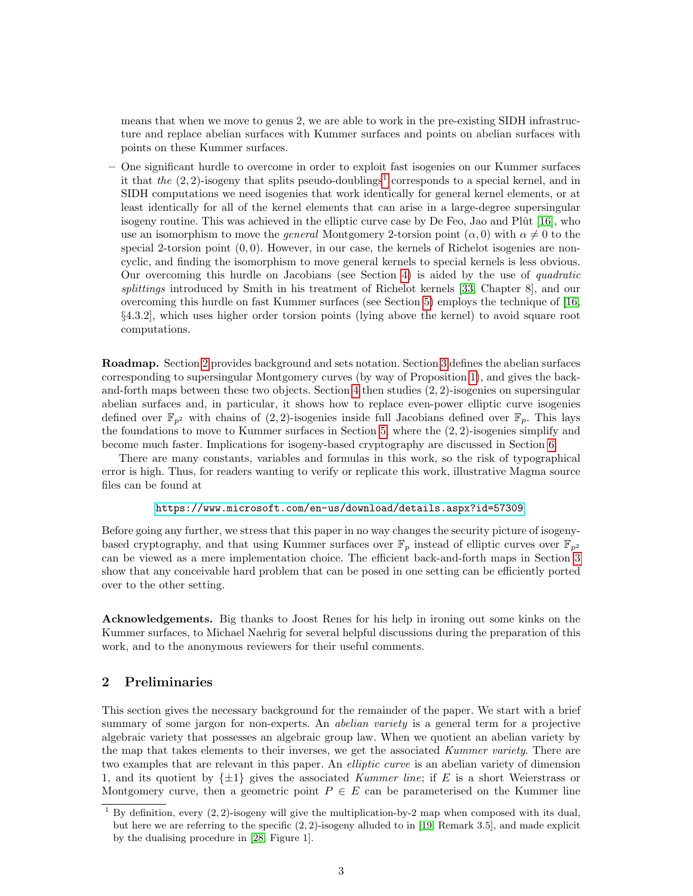means that when we move to genus 2, we are able to work in the pre-existing SIDH infrastructure and replace abelian surfaces with Kummer surfaces and points on abelian surfaces with points on these Kummer surfaces.

– One significant hurdle to overcome in order to exploit fast isogenies on our Kummer surfaces it that *the* $(2,2)$-isogeny that splits pseudo-doublings[1] corresponds to a special kernel, and in SIDH computations we need isogenies that work identically for general kernel elements, or at least identically for all of the kernel elements that can arise in a large-degree supersingular isogeny routine. This was achieved in the elliptic curve case by De Feo, Jao and Plût [16], who use an isomorphism to move the *general* Montgomery 2-torsion point $(\alpha, 0)$ with $\alpha \neq 0$ to the special 2-torsion point $(0,0)$. However, in our case, the kernels of Richelot isogenies are non-cyclic, and finding the isomorphism to move general kernels to special kernels is less obvious. Our overcoming this hurdle on Jacobians (see Section 4) is aided by the use of *quadratic splittings* introduced by Smith in his treatment of Richelot kernels [33, Chapter 8], and our overcoming this hurdle on fast Kummer surfaces (see Section 5) employs the technique of [16, §4.3.2], which uses higher order torsion points (lying above the kernel) to avoid square root computations.

**Roadmap.** Section 2 provides background and sets notation. Section 3 defines the abelian surfaces corresponding to supersingular Montgomery curves (by way of Proposition 1), and gives the back-and-forth maps between these two objects. Section 4 then studies $(2,2)$-isogenies on supersingular abelian surfaces and, in particular, it shows how to replace even-power elliptic curve isogenies defined over $\mathbb{F}_{p^2}$ with chains of $(2,2)$-isogenies inside full Jacobians defined over $\mathbb{F}_p$. This lays the foundations to move to Kummer surfaces in Section 5, where the $(2,2)$-isogenies simplify and become much faster. Implications for isogeny-based cryptography are discussed in Section 6.

There are many constants, variables and formulas in this work, so the risk of typographical error is high. Thus, for readers wanting to verify or replicate this work, illustrative Magma source files can be found at

https://www.microsoft.com/en-us/download/details.aspx?id=57309

Before going any further, we stress that this paper in no way changes the security picture of isogeny-based cryptography, and that using Kummer surfaces over $\mathbb{F}_p$ instead of elliptic curves over $\mathbb{F}_{p^2}$ can be viewed as a mere implementation choice. The efficient back-and-forth maps in Section 3 show that any conceivable hard problem that can be posed in one setting can be efficiently ported over to the other setting.

**Acknowledgements.** Big thanks to Joost Renes for his help in ironing out some kinks on the Kummer surfaces, to Michael Naehrig for several helpful discussions during the preparation of this work, and to the anonymous reviewers for their useful comments.

## 2 Preliminaries

This section gives the necessary background for the remainder of the paper. We start with a brief summary of some jargon for non-experts. An *abelian variety* is a general term for a projective algebraic variety that possesses an algebraic group law. When we quotient an abelian variety by the map that takes elements to their inverses, we get the associated *Kummer variety*. There are two examples that are relevant in this paper. An *elliptic curve* is an abelian variety of dimension 1, and its quotient by $\{\pm 1\}$ gives the associated *Kummer line*; if $E$ is a short Weierstrass or Montgomery curve, then a geometric point $P \in E$ can be parameterised on the Kummer line

---

[1] By definition, every $(2,2)$-isogeny will give the multiplication-by-2 map when composed with its dual, but here we are referring to the specific $(2,2)$-isogeny alluded to in [19, Remark 3.5], and made explicit by the dualising procedure in [28, Figure 1].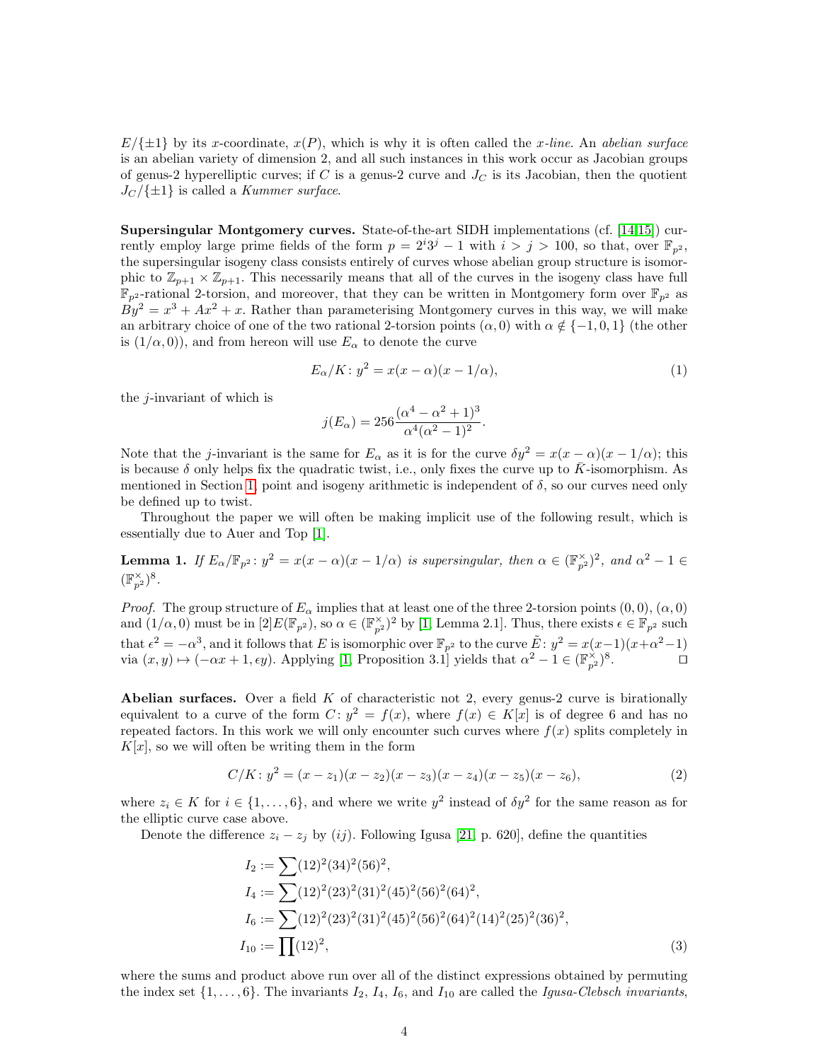$E/\{\pm 1\}$ by its $x$-coordinate, $x(P)$, which is why it is often called the *x-line*. An *abelian surface* is an abelian variety of dimension 2, and all such instances in this work occur as Jacobian groups of genus-2 hyperelliptic curves; if $C$ is a genus-2 curve and $J_C$ is its Jacobian, then the quotient $J_C/\{\pm 1\}$ is called a *Kummer surface*.

**Supersingular Montgomery curves.** State-of-the-art SIDH implementations (cf. [14,15]) currently employ large prime fields of the form $p = 2^i 3^j - 1$ with $i > j > 100$, so that, over $\mathbb{F}_{p^2}$, the supersingular isogeny class consists entirely of curves whose abelian group structure is isomorphic to $\mathbb{Z}_{p+1} \times \mathbb{Z}_{p+1}$. This necessarily means that all of the curves in the isogeny class have full $\mathbb{F}_{p^2}$-rational 2-torsion, and moreover, that they can be written in Montgomery form over $\mathbb{F}_{p^2}$ as $By^2 = x^3 + Ax^2 + x$. Rather than parameterising Montgomery curves in this way, we will make an arbitrary choice of one of the two rational 2-torsion points $(\alpha, 0)$ with $\alpha \notin \{-1, 0, 1\}$ (the other is $(1/\alpha, 0)$), and from hereon will use $E_\alpha$ to denote the curve

$$E_\alpha/K \colon y^2 = x(x-\alpha)(x-1/\alpha), \tag{1}$$

the $j$-invariant of which is

$$j(E_\alpha) = 256\frac{(\alpha^4 - \alpha^2 + 1)^3}{\alpha^4(\alpha^2-1)^2}.$$

Note that the $j$-invariant is the same for $E_\alpha$ as it is for the curve $\delta y^2 = x(x-\alpha)(x-1/\alpha)$; this is because $\delta$ only helps fix the quadratic twist, i.e., only fixes the curve up to $\bar{K}$-isomorphism. As mentioned in Section 1, point and isogeny arithmetic is independent of $\delta$, so our curves need only be defined up to twist.

Throughout the paper we will often be making implicit use of the following result, which is essentially due to Auer and Top [1].

**Lemma 1.** *If $E_\alpha/\mathbb{F}_{p^2} \colon y^2 = x(x-\alpha)(x-1/\alpha)$ is supersingular, then $\alpha \in (\mathbb{F}_{p^2}^\times)^2$, and $\alpha^2 - 1 \in (\mathbb{F}_{p^2}^\times)^8$.*

*Proof.* The group structure of $E_\alpha$ implies that at least one of the three 2-torsion points $(0,0)$, $(\alpha, 0)$ and $(1/\alpha, 0)$ must be in $[2]E(\mathbb{F}_{p^2})$, so $\alpha \in (\mathbb{F}_{p^2}^\times)^2$ by [1, Lemma 2.1]. Thus, there exists $\epsilon \in \mathbb{F}_{p^2}$ such that $\epsilon^2 = -\alpha^3$, and it follows that $E$ is isomorphic over $\mathbb{F}_{p^2}$ to the curve $\tilde{E} \colon y^2 = x(x-1)(x+\alpha^2-1)$ via $(x,y) \mapsto (-\alpha x + 1, \epsilon y)$. Applying [1, Proposition 3.1] yields that $\alpha^2 - 1 \in (\mathbb{F}_{p^2}^\times)^8$. ◻

**Abelian surfaces.** Over a field $K$ of characteristic not 2, every genus-2 curve is birationally equivalent to a curve of the form $C \colon y^2 = f(x)$, where $f(x) \in K[x]$ is of degree 6 and has no repeated factors. In this work we will only encounter such curves where $f(x)$ splits completely in $K[x]$, so we will often be writing them in the form

$$C/K \colon y^2 = (x-z_1)(x-z_2)(x-z_3)(x-z_4)(x-z_5)(x-z_6), \tag{2}$$

where $z_i \in K$ for $i \in \{1, \ldots, 6\}$, and where we write $y^2$ instead of $\delta y^2$ for the same reason as for the elliptic curve case above.

Denote the difference $z_i - z_j$ by $(ij)$. Following Igusa [21, p. 620], define the quantities

$$\begin{aligned}
I_2 &:= \sum (12)^2(34)^2(56)^2, \\
I_4 &:= \sum (12)^2(23)^2(31)^2(45)^2(56)^2(64)^2, \\
I_6 &:= \sum (12)^2(23)^2(31)^2(45)^2(56)^2(64)^2(14)^2(25)^2(36)^2, \\
I_{10} &:= \prod (12)^2,
\end{aligned} \tag{3}$$

where the sums and product above run over all of the distinct expressions obtained by permuting the index set $\{1, \ldots, 6\}$. The invariants $I_2$, $I_4$, $I_6$, and $I_{10}$ are called the *Igusa-Clebsch invariants*,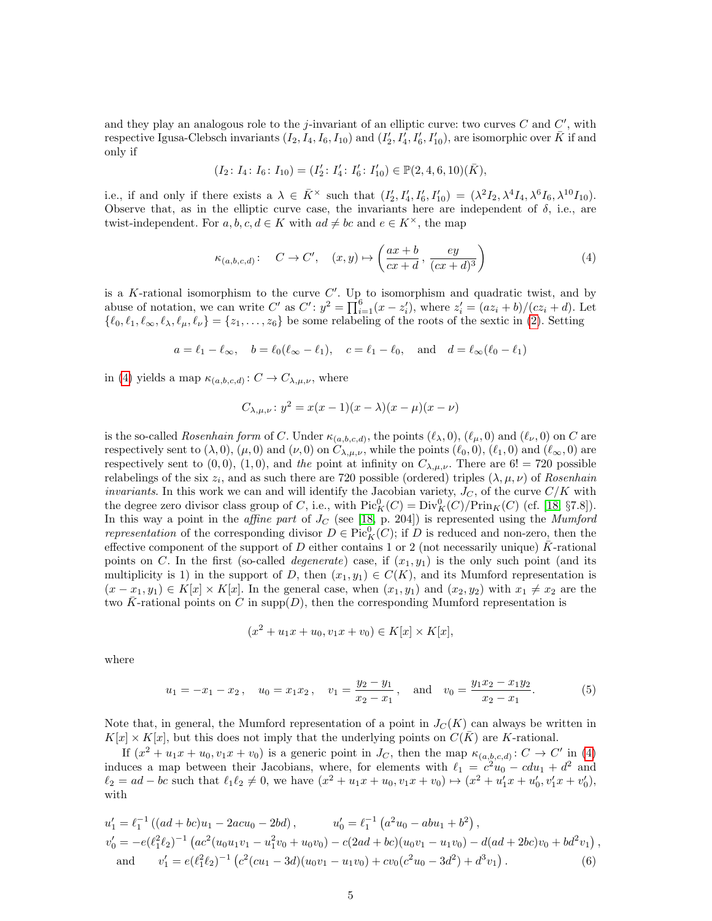and they play an analogous role to the $j$-invariant of an elliptic curve: two curves $C$ and $C'$, with respective Igusa-Clebsch invariants $(I_2, I_4, I_6, I_{10})$ and $(I'_2, I'_4, I'_6, I'_{10})$, are isomorphic over $\bar{K}$ if and only if

$$(I_2 \colon I_4 \colon I_6 \colon I_{10}) = (I'_2 \colon I'_4 \colon I'_6 \colon I'_{10}) \in \mathbb{P}(2,4,6,10)(\bar{K}),$$

i.e., if and only if there exists a $\lambda \in \bar{K}^\times$ such that $(I'_2, I'_4, I'_6, I'_{10}) = (\lambda^2 I_2, \lambda^4 I_4, \lambda^6 I_6, \lambda^{10} I_{10})$. Observe that, as in the elliptic curve case, the invariants here are independent of $\delta$, i.e., are twist-independent. For $a, b, c, d \in K$ with $ad \neq bc$ and $e \in K^\times$, the map

$$\kappa_{(a,b,c,d)} \colon \quad C \to C', \quad (x, y) \mapsto \left( \frac{ax+b}{cx+d}, \frac{ey}{(cx+d)^3} \right) \tag{4}$$

is a $K$-rational isomorphism to the curve $C'$. Up to isomorphism and quadratic twist, and by abuse of notation, we can write $C'$ as $C' \colon y^2 = \prod_{i=1}^{6}(x - z'_i)$, where $z'_i = (az_i + b)/(cz_i + d)$. Let $\{\ell_0, \ell_1, \ell_\infty, \ell_\lambda, \ell_\mu, \ell_\nu\} = \{z_1, \ldots, z_6\}$ be some relabeling of the roots of the sextic in (2). Setting

$$a = \ell_1 - \ell_\infty, \quad b = \ell_0(\ell_\infty - \ell_1), \quad c = \ell_1 - \ell_0, \quad \text{and} \quad d = \ell_\infty(\ell_0 - \ell_1)$$

in (4) yields a map $\kappa_{(a,b,c,d)} \colon C \to C_{\lambda,\mu,\nu}$, where

$$C_{\lambda,\mu,\nu} \colon y^2 = x(x-1)(x-\lambda)(x-\mu)(x-\nu)$$

is the so-called *Rosenhain form* of $C$. Under $\kappa_{(a,b,c,d)}$, the points $(\ell_\lambda, 0)$, $(\ell_\mu, 0)$ and $(\ell_\nu, 0)$ on $C$ are respectively sent to $(\lambda, 0)$, $(\mu, 0)$ and $(\nu, 0)$ on $C_{\lambda,\mu,\nu}$, while the points $(\ell_0, 0)$, $(\ell_1, 0)$ and $(\ell_\infty, 0)$ are respectively sent to $(0, 0)$, $(1, 0)$, and *the* point at infinity on $C_{\lambda,\mu,\nu}$. There are $6! = 720$ possible relabelings of the six $z_i$, and as such there are 720 possible (ordered) triples $(\lambda, \mu, \nu)$ of *Rosenhain invariants*. In this work we can and will identify the Jacobian variety, $J_C$, of the curve $C/K$ with the degree zero divisor class group of $C$, i.e., with $\mathrm{Pic}^0_K(C) = \mathrm{Div}^0_K(C)/\mathrm{Prin}_K(C)$ (cf. [18, §7.8]). In this way a point in the *affine part* of $J_C$ (see [18, p. 204]) is represented using the *Mumford representation* of the corresponding divisor $D \in \mathrm{Pic}^0_K(C)$; if $D$ is reduced and non-zero, then the effective component of the support of $D$ either contains 1 or 2 (not necessarily unique) $\bar{K}$-rational points on $C$. In the first (so-called *degenerate*) case, if $(x_1, y_1)$ is the only such point (and its multiplicity is 1) in the support of $D$, then $(x_1, y_1) \in C(K)$, and its Mumford representation is $(x - x_1, y_1) \in K[x] \times K[x]$. In the general case, when $(x_1, y_1)$ and $(x_2, y_2)$ with $x_1 \neq x_2$ are the two $\bar{K}$-rational points on $C$ in $\mathrm{supp}(D)$, then the corresponding Mumford representation is

$$(x^2 + u_1 x + u_0, v_1 x + v_0) \in K[x] \times K[x],$$

where

$$u_1 = -x_1 - x_2\,, \quad u_0 = x_1 x_2\,, \quad v_1 = \frac{y_2 - y_1}{x_2 - x_1}\,, \quad \text{and} \quad v_0 = \frac{y_1 x_2 - x_1 y_2}{x_2 - x_1}. \tag{5}$$

Note that, in general, the Mumford representation of a point in $J_C(K)$ can always be written in $K[x] \times K[x]$, but this does not imply that the underlying points on $C(\bar{K})$ are $K$-rational.

If $(x^2 + u_1 x + u_0, v_1 x + v_0)$ is a generic point in $J_C$, then the map $\kappa_{(a,b,c,d)} \colon C \to C'$ in (4) induces a map between their Jacobians, where, for elements with $\ell_1 = c^2 u_0 - cd u_1 + d^2$ and $\ell_2 = ad - bc$ such that $\ell_1 \ell_2 \neq 0$, we have $(x^2 + u_1 x + u_0, v_1 x + v_0) \mapsto (x^2 + u'_1 x + u'_0, v'_1 x + v'_0)$, with

$$\begin{aligned}
u'_1 &= \ell_1^{-1}\left((ad+bc)u_1 - 2acu_0 - 2bd\right), \qquad\qquad u'_0 = \ell_1^{-1}\left(a^2 u_0 - abu_1 + b^2\right), \\
v'_0 &= -e(\ell_1^2 \ell_2)^{-1}\left(ac^2(u_0 u_1 v_1 - u_1^2 v_0 + u_0 v_0) - c(2ad+bc)(u_0 v_1 - u_1 v_0) - d(ad+2bc)v_0 + bd^2 v_1\right), \\
\text{and} \qquad v'_1 &= e(\ell_1^2 \ell_2)^{-1}\left(c^2(cu_1 - 3d)(u_0 v_1 - u_1 v_0) + cv_0(c^2 u_0 - 3d^2) + d^3 v_1\right).
\end{aligned} \tag{6}$$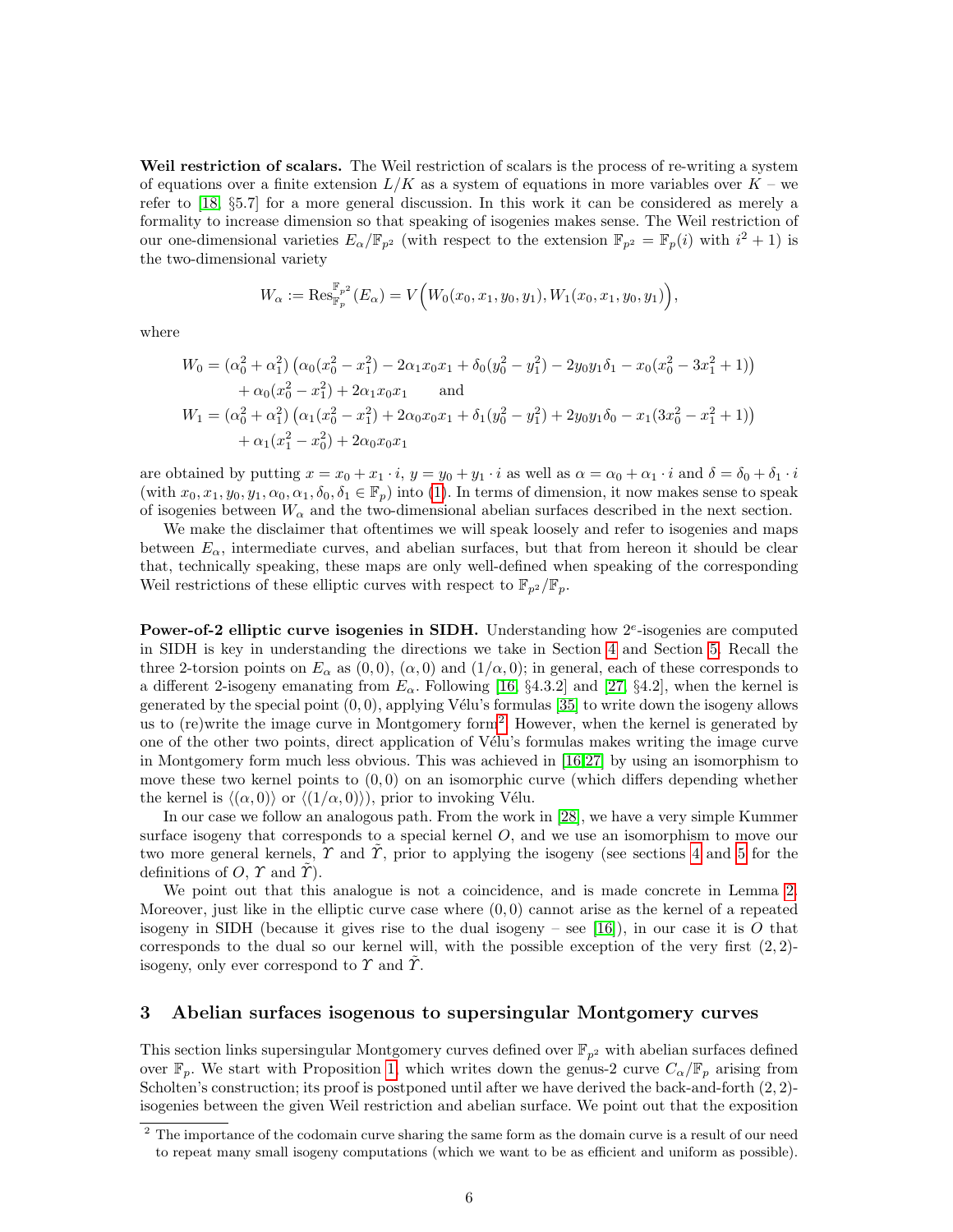**Weil restriction of scalars.** The Weil restriction of scalars is the process of re-writing a system of equations over a finite extension $L/K$ as a system of equations in more variables over $K$ – we refer to [18, §5.7] for a more general discussion. In this work it can be considered as merely a formality to increase dimension so that speaking of isogenies makes sense. The Weil restriction of our one-dimensional varieties $E_\alpha/\mathbb{F}_{p^2}$ (with respect to the extension $\mathbb{F}_{p^2} = \mathbb{F}_p(i)$ with $i^2+1$) is the two-dimensional variety

$$W_\alpha := \mathrm{Res}_{\mathbb{F}_p}^{\mathbb{F}_{p^2}}(E_\alpha) = V\Big(W_0(x_0,x_1,y_0,y_1), W_1(x_0,x_1,y_0,y_1)\Big),$$

where

$$\begin{aligned}
W_0 &= (\alpha_0^2+\alpha_1^2)\left(\alpha_0(x_0^2-x_1^2) - 2\alpha_1 x_0 x_1 + \delta_0(y_0^2-y_1^2) - 2y_0y_1\delta_1 - x_0(x_0^2-3x_1^2+1)\right) \\
&\quad + \alpha_0(x_0^2-x_1^2) + 2\alpha_1 x_0 x_1 \qquad \text{and} \\
W_1 &= (\alpha_0^2+\alpha_1^2)\left(\alpha_1(x_0^2-x_1^2) + 2\alpha_0 x_0 x_1 + \delta_1(y_0^2-y_1^2) + 2y_0y_1\delta_0 - x_1(3x_0^2-x_1^2+1)\right) \\
&\quad + \alpha_1(x_1^2-x_0^2) + 2\alpha_0 x_0 x_1
\end{aligned}$$

are obtained by putting $x = x_0 + x_1 \cdot i$, $y = y_0 + y_1 \cdot i$ as well as $\alpha = \alpha_0 + \alpha_1 \cdot i$ and $\delta = \delta_0 + \delta_1 \cdot i$ (with $x_0, x_1, y_0, y_1, \alpha_0, \alpha_1, \delta_0, \delta_1 \in \mathbb{F}_p$) into (1). In terms of dimension, it now makes sense to speak of isogenies between $W_\alpha$ and the two-dimensional abelian surfaces described in the next section.

We make the disclaimer that oftentimes we will speak loosely and refer to isogenies and maps between $E_\alpha$, intermediate curves, and abelian surfaces, but that from hereon it should be clear that, technically speaking, these maps are only well-defined when speaking of the corresponding Weil restrictions of these elliptic curves with respect to $\mathbb{F}_{p^2}/\mathbb{F}_p$.

**Power-of-2 elliptic curve isogenies in SIDH.** Understanding how $2^e$-isogenies are computed in SIDH is key in understanding the directions we take in Section 4 and Section 5. Recall the three 2-torsion points on $E_\alpha$ as $(0,0)$, $(\alpha,0)$ and $(1/\alpha,0)$; in general, each of these corresponds to a different 2-isogeny emanating from $E_\alpha$. Following [16, §4.3.2] and [27, §4.2], when the kernel is generated by the special point $(0,0)$, applying Vélu's formulas [35] to write down the isogeny allows us to (re)write the image curve in Montgomery form[2]. However, when the kernel is generated by one of the other two points, direct application of Vélu's formulas makes writing the image curve in Montgomery form much less obvious. This was achieved in [16,27] by using an isomorphism to move these two kernel points to $(0,0)$ on an isomorphic curve (which differs depending whether the kernel is $\langle(\alpha,0)\rangle$ or $\langle(1/\alpha,0)\rangle$), prior to invoking Vélu.

In our case we follow an analogous path. From the work in [28], we have a very simple Kummer surface isogeny that corresponds to a special kernel $O$, and we use an isomorphism to move our two more general kernels, $\Upsilon$ and $\tilde{\Upsilon}$, prior to applying the isogeny (see sections 4 and 5 for the definitions of $O$, $\Upsilon$ and $\tilde{\Upsilon}$).

We point out that this analogue is not a coincidence, and is made concrete in Lemma 2. Moreover, just like in the elliptic curve case where $(0,0)$ cannot arise as the kernel of a repeated isogeny in SIDH (because it gives rise to the dual isogeny – see [16]), in our case it is $O$ that corresponds to the dual so our kernel will, with the possible exception of the very first $(2,2)$-isogeny, only ever correspond to $\Upsilon$ and $\tilde{\Upsilon}$.

## 3 Abelian surfaces isogenous to supersingular Montgomery curves

This section links supersingular Montgomery curves defined over $\mathbb{F}_{p^2}$ with abelian surfaces defined over $\mathbb{F}_p$. We start with Proposition 1, which writes down the genus-2 curve $C_\alpha/\mathbb{F}_p$ arising from Scholten's construction; its proof is postponed until after we have derived the back-and-forth $(2,2)$-isogenies between the given Weil restriction and abelian surface. We point out that the exposition

[2] The importance of the codomain curve sharing the same form as the domain curve is a result of our need to repeat many small isogeny computations (which we want to be as efficient and uniform as possible).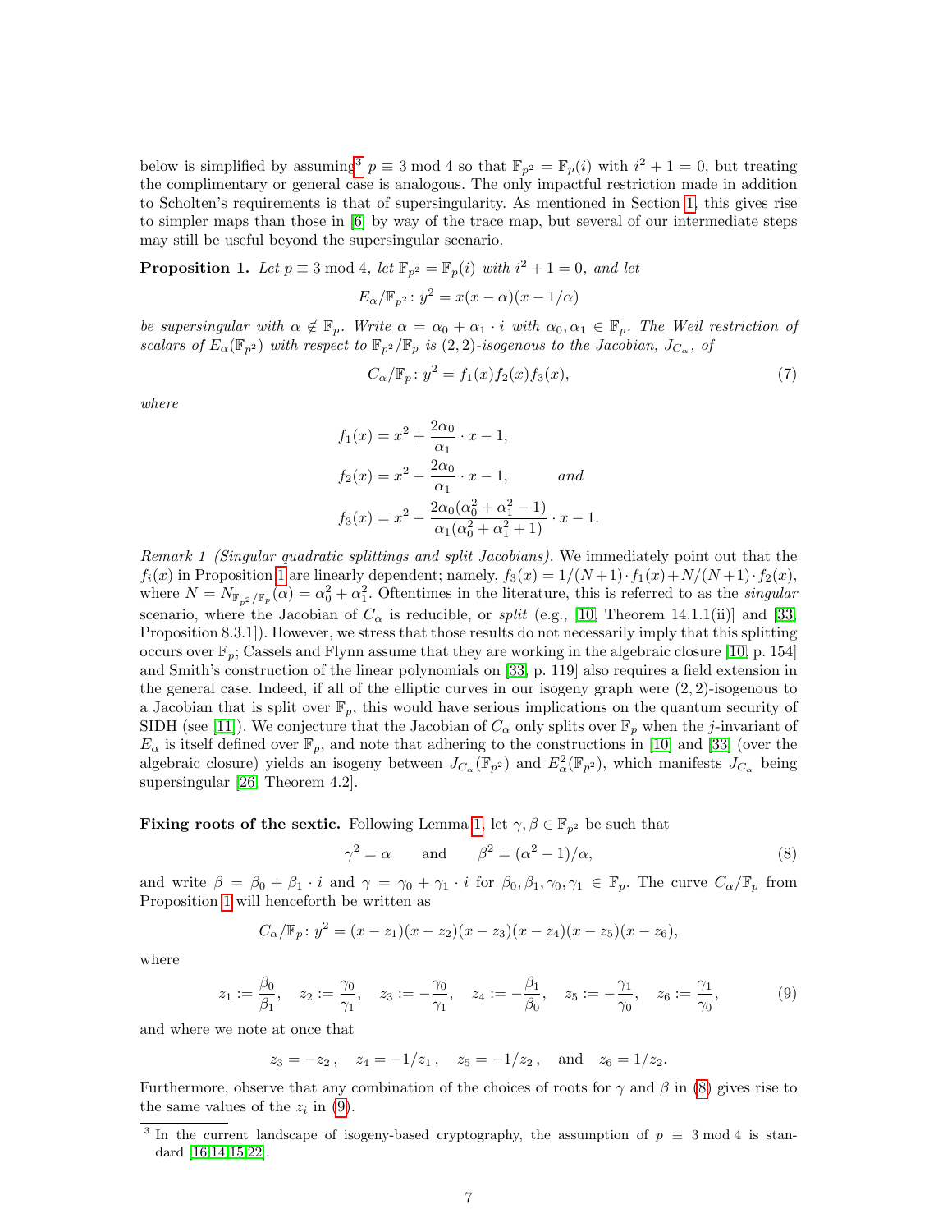below is simplified by assuming[3] $p \equiv 3 \bmod 4$ so that $\mathbb{F}_{p^2} = \mathbb{F}_p(i)$ with $i^2 + 1 = 0$, but treating the complimentary or general case is analogous. The only impactful restriction made in addition to Scholten's requirements is that of supersingularity. As mentioned in Section 1, this gives rise to simpler maps than those in [6] by way of the trace map, but several of our intermediate steps may still be useful beyond the supersingular scenario.

**Proposition 1.** *Let $p \equiv 3 \bmod 4$, let $\mathbb{F}_{p^2} = \mathbb{F}_p(i)$ with $i^2 + 1 = 0$, and let*

$$E_\alpha/\mathbb{F}_{p^2} \colon y^2 = x(x - \alpha)(x - 1/\alpha)$$

*be supersingular with $\alpha \notin \mathbb{F}_p$. Write $\alpha = \alpha_0 + \alpha_1 \cdot i$ with $\alpha_0, \alpha_1 \in \mathbb{F}_p$. The Weil restriction of scalars of $E_\alpha(\mathbb{F}_{p^2})$ with respect to $\mathbb{F}_{p^2}/\mathbb{F}_p$ is $(2,2)$-isogenous to the Jacobian, $J_{C_\alpha}$, of*

$$C_\alpha/\mathbb{F}_p \colon y^2 = f_1(x) f_2(x) f_3(x), \tag{7}$$

*where*

$$f_1(x) = x^2 + \frac{2\alpha_0}{\alpha_1} \cdot x - 1,$$
$$f_2(x) = x^2 - \frac{2\alpha_0}{\alpha_1} \cdot x - 1, \qquad \text{and}$$
$$f_3(x) = x^2 - \frac{2\alpha_0(\alpha_0^2 + \alpha_1^2 - 1)}{\alpha_1(\alpha_0^2 + \alpha_1^2 + 1)} \cdot x - 1.$$

*Remark 1 (Singular quadratic splittings and split Jacobians).* We immediately point out that the $f_i(x)$ in Proposition 1 are linearly dependent; namely, $f_3(x) = 1/(N+1) \cdot f_1(x) + N/(N+1) \cdot f_2(x)$, where $N = N_{\mathbb{F}_{p^2}/\mathbb{F}_p}(\alpha) = \alpha_0^2 + \alpha_1^2$. Oftentimes in the literature, this is referred to as the *singular* scenario, where the Jacobian of $C_\alpha$ is reducible, or *split* (e.g., [10, Theorem 14.1.1(ii)] and [33, Proposition 8.3.1]). However, we stress that those results do not necessarily imply that this splitting occurs over $\mathbb{F}_p$; Cassels and Flynn assume that they are working in the algebraic closure [10, p. 154] and Smith's construction of the linear polynomials on [33, p. 119] also requires a field extension in the general case. Indeed, if all of the elliptic curves in our isogeny graph were $(2,2)$-isogenous to a Jacobian that is split over $\mathbb{F}_p$, this would have serious implications on the quantum security of SIDH (see [11]). We conjecture that the Jacobian of $C_\alpha$ only splits over $\mathbb{F}_p$ when the $j$-invariant of $E_\alpha$ is itself defined over $\mathbb{F}_p$, and note that adhering to the constructions in [10] and [33] (over the algebraic closure) yields an isogeny between $J_{C_\alpha}(\mathbb{F}_{p^2})$ and $E_\alpha^2(\mathbb{F}_{p^2})$, which manifests $J_{C_\alpha}$ being supersingular [26, Theorem 4.2].

**Fixing roots of the sextic.** Following Lemma 1, let $\gamma, \beta \in \mathbb{F}_{p^2}$ be such that

$$\gamma^2 = \alpha \qquad \text{and} \qquad \beta^2 = (\alpha^2 - 1)/\alpha, \tag{8}$$

and write $\beta = \beta_0 + \beta_1 \cdot i$ and $\gamma = \gamma_0 + \gamma_1 \cdot i$ for $\beta_0, \beta_1, \gamma_0, \gamma_1 \in \mathbb{F}_p$. The curve $C_\alpha/\mathbb{F}_p$ from Proposition 1 will henceforth be written as

$$C_\alpha/\mathbb{F}_p \colon y^2 = (x - z_1)(x - z_2)(x - z_3)(x - z_4)(x - z_5)(x - z_6),$$

where

$$z_1 := \frac{\beta_0}{\beta_1}, \quad z_2 := \frac{\gamma_0}{\gamma_1}, \quad z_3 := -\frac{\gamma_0}{\gamma_1}, \quad z_4 := -\frac{\beta_1}{\beta_0}, \quad z_5 := -\frac{\gamma_1}{\gamma_0}, \quad z_6 := \frac{\gamma_1}{\gamma_0}, \tag{9}$$

and where we note at once that

$$z_3 = -z_2\,, \quad z_4 = -1/z_1\,, \quad z_5 = -1/z_2\,, \quad \text{and} \quad z_6 = 1/z_2.$$

Furthermore, observe that any combination of the choices of roots for $\gamma$ and $\beta$ in (8) gives rise to the same values of the $z_i$ in (9).

[3] In the current landscape of isogeny-based cryptography, the assumption of $p \equiv 3 \bmod 4$ is standard [16,14,15,22].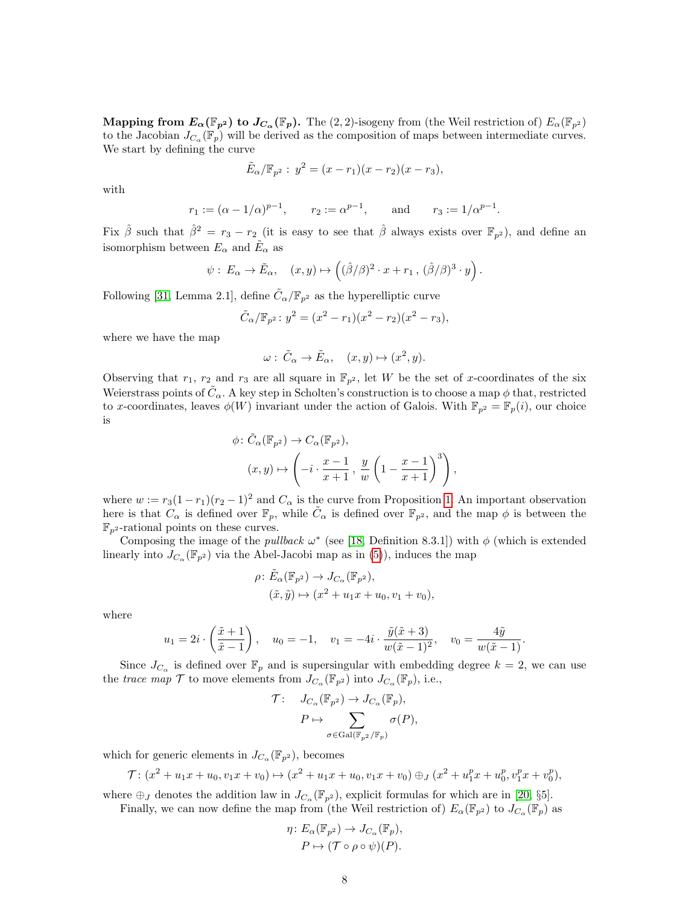**Mapping from $E_\alpha(\mathbb{F}_{p^2})$ to $J_{C_\alpha}(\mathbb{F}_p)$.** The $(2,2)$-isogeny from (the Weil restriction of) $E_\alpha(\mathbb{F}_{p^2})$ to the Jacobian $J_{C_\alpha}(\mathbb{F}_p)$ will be derived as the composition of maps between intermediate curves. We start by defining the curve

$$\tilde{E}_\alpha/\mathbb{F}_{p^2} :\ y^2 = (x - r_1)(x - r_2)(x - r_3),$$

with

$$r_1 := (\alpha - 1/\alpha)^{p-1}, \qquad r_2 := \alpha^{p-1}, \qquad \text{and} \qquad r_3 := 1/\alpha^{p-1}.$$

Fix $\hat{\beta}$ such that $\hat{\beta}^2 = r_3 - r_2$ (it is easy to see that $\hat{\beta}$ always exists over $\mathbb{F}_{p^2}$), and define an isomorphism between $E_\alpha$ and $\tilde{E}_\alpha$ as

$$\psi :\ E_\alpha \to \tilde{E}_\alpha, \quad (x, y) \mapsto \left((\hat{\beta}/\beta)^2 \cdot x + r_1\,,\ (\hat{\beta}/\beta)^3 \cdot y\right).$$

Following [31, Lemma 2.1], define $\tilde{C}_\alpha/\mathbb{F}_{p^2}$ as the hyperelliptic curve

$$\tilde{C}_\alpha/\mathbb{F}_{p^2} \colon y^2 = (x^2 - r_1)(x^2 - r_2)(x^2 - r_3),$$

where we have the map

$$\omega :\ \tilde{C}_\alpha \to \tilde{E}_\alpha, \quad (x, y) \mapsto (x^2, y).$$

Observing that $r_1$, $r_2$ and $r_3$ are all square in $\mathbb{F}_{p^2}$, let $W$ be the set of $x$-coordinates of the six Weierstrass points of $\tilde{C}_\alpha$. A key step in Scholten's construction is to choose a map $\phi$ that, restricted to $x$-coordinates, leaves $\phi(W)$ invariant under the action of Galois. With $\mathbb{F}_{p^2} = \mathbb{F}_p(i)$, our choice is

$$\begin{aligned}
\phi \colon\ & \tilde{C}_\alpha(\mathbb{F}_{p^2}) \to C_\alpha(\mathbb{F}_{p^2}),\\
& (x, y) \mapsto \left(-i \cdot \frac{x-1}{x+1}\,,\ \frac{y}{w}\left(1 - \frac{x-1}{x+1}\right)^3\right),
\end{aligned}$$

where $w := r_3(1 - r_1)(r_2 - 1)^2$ and $C_\alpha$ is the curve from Proposition 1. An important observation here is that $C_\alpha$ is defined over $\mathbb{F}_p$, while $\tilde{C}_\alpha$ is defined over $\mathbb{F}_{p^2}$, and the map $\phi$ is between the $\mathbb{F}_{p^2}$-rational points on these curves.

Composing the image of the *pullback* $\omega^*$ (see [18, Definition 8.3.1]) with $\phi$ (which is extended linearly into $J_{C_\alpha}(\mathbb{F}_{p^2})$ via the Abel-Jacobi map as in (5)), induces the map

$$\begin{aligned}
\rho \colon\ & \tilde{E}_\alpha(\mathbb{F}_{p^2}) \to J_{C_\alpha}(\mathbb{F}_{p^2}),\\
& (\tilde{x}, \tilde{y}) \mapsto (x^2 + u_1 x + u_0, v_1 + v_0),
\end{aligned}$$

where

$$u_1 = 2i \cdot \left(\frac{\tilde{x}+1}{\tilde{x}-1}\right), \quad u_0 = -1, \quad v_1 = -4i \cdot \frac{\tilde{y}(\tilde{x}+3)}{w(\tilde{x}-1)^2}, \quad v_0 = \frac{4\tilde{y}}{w(\tilde{x}-1)}.$$

Since $J_{C_\alpha}$ is defined over $\mathbb{F}_p$ and is supersingular with embedding degree $k = 2$, we can use the *trace map* $\mathcal{T}$ to move elements from $J_{C_\alpha}(\mathbb{F}_{p^2})$ into $J_{C_\alpha}(\mathbb{F}_p)$, i.e.,

$$\begin{aligned}
\mathcal{T} \colon\ \ & J_{C_\alpha}(\mathbb{F}_{p^2}) \to J_{C_\alpha}(\mathbb{F}_p),\\
& P \mapsto \sum_{\sigma \in \mathrm{Gal}(\mathbb{F}_{p^2}/\mathbb{F}_p)} \sigma(P),
\end{aligned}$$

which for generic elements in $J_{C_\alpha}(\mathbb{F}_{p^2})$, becomes

$$\mathcal{T} \colon (x^2 + u_1 x + u_0, v_1 x + v_0) \mapsto (x^2 + u_1 x + u_0, v_1 x + v_0) \oplus_J (x^2 + u_1^p x + u_0^p, v_1^p x + v_0^p),$$

where $\oplus_J$ denotes the addition law in $J_{C_\alpha}(\mathbb{F}_{p^2})$, explicit formulas for which are in [20, §5].

Finally, we can now define the map from (the Weil restriction of) $E_\alpha(\mathbb{F}_{p^2})$ to $J_{C_\alpha}(\mathbb{F}_p)$ as

$$\begin{aligned}
\eta \colon\ & E_\alpha(\mathbb{F}_{p^2}) \to J_{C_\alpha}(\mathbb{F}_p),\\
& P \mapsto (\mathcal{T} \circ \rho \circ \psi)(P).
\end{aligned}$$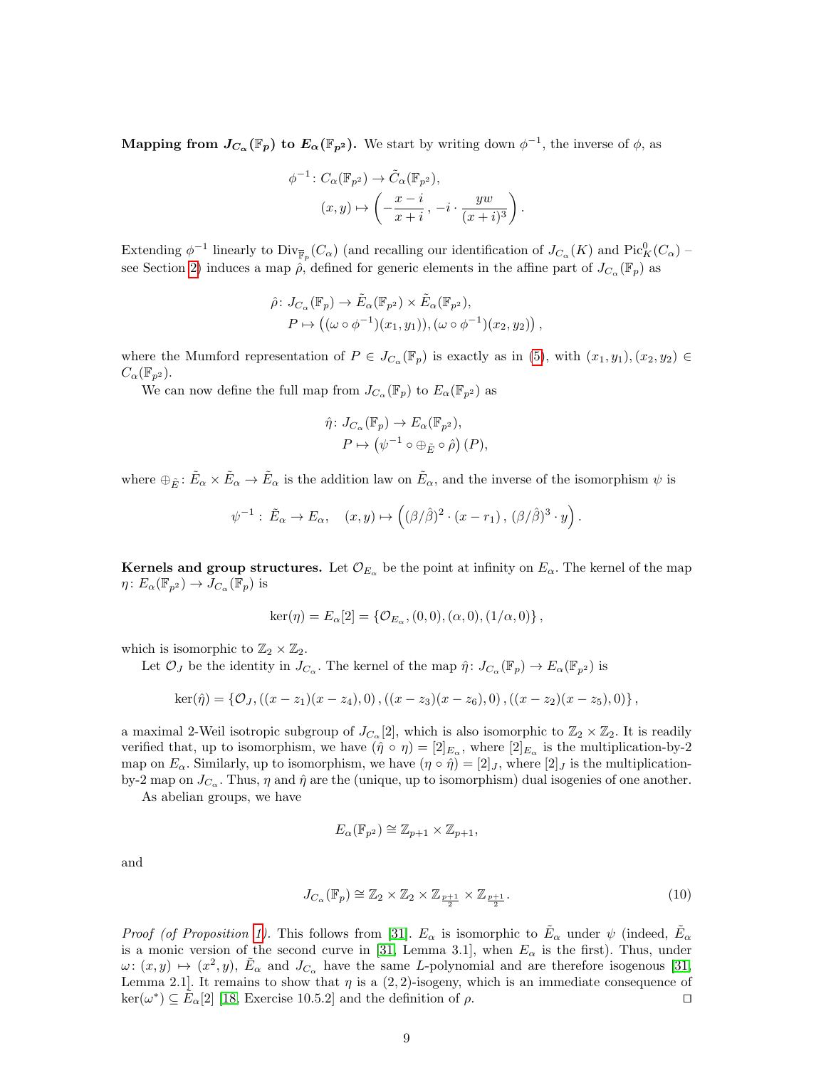**Mapping from $J_{C_\alpha}(\mathbb{F}_p)$ to $E_\alpha(\mathbb{F}_{p^2})$.** We start by writing down $\phi^{-1}$, the inverse of $\phi$, as

$$
\begin{aligned}
\phi^{-1}\colon C_\alpha(\mathbb{F}_{p^2}) &\to \tilde{C}_\alpha(\mathbb{F}_{p^2}),\\
(x,y) &\mapsto \left(-\frac{x-i}{x+i}\,,\,-i\cdot\frac{yw}{(x+i)^3}\right).
\end{aligned}
$$

Extending $\phi^{-1}$ linearly to $\mathrm{Div}_{\overline{\mathbb{F}}_p}(C_\alpha)$ (and recalling our identification of $J_{C_\alpha}(K)$ and $\mathrm{Pic}^0_K(C_\alpha)$ – see Section 2) induces a map $\hat{\rho}$, defined for generic elements in the affine part of $J_{C_\alpha}(\mathbb{F}_p)$ as

$$
\begin{aligned}
\hat{\rho}\colon J_{C_\alpha}(\mathbb{F}_p) &\to \tilde{E}_\alpha(\mathbb{F}_{p^2})\times\tilde{E}_\alpha(\mathbb{F}_{p^2}),\\
P &\mapsto \left((\omega\circ\phi^{-1})(x_1,y_1)),(\omega\circ\phi^{-1})(x_2,y_2)\right),
\end{aligned}
$$

where the Mumford representation of $P\in J_{C_\alpha}(\mathbb{F}_p)$ is exactly as in (5), with $(x_1,y_1),(x_2,y_2)\in C_\alpha(\mathbb{F}_{p^2})$.

We can now define the full map from $J_{C_\alpha}(\mathbb{F}_p)$ to $E_\alpha(\mathbb{F}_{p^2})$ as

$$
\begin{aligned}
\hat{\eta}\colon J_{C_\alpha}(\mathbb{F}_p) &\to E_\alpha(\mathbb{F}_{p^2}),\\
P &\mapsto \left(\psi^{-1}\circ\oplus_{\tilde{E}}\circ\hat{\rho}\right)(P),
\end{aligned}
$$

where $\oplus_{\tilde{E}}\colon\tilde{E}_\alpha\times\tilde{E}_\alpha\to\tilde{E}_\alpha$ is the addition law on $\tilde{E}_\alpha$, and the inverse of the isomorphism $\psi$ is

$$
\psi^{-1}:\ \tilde{E}_\alpha\to E_\alpha,\quad (x,y)\mapsto\left((\beta/\hat{\beta})^2\cdot(x-r_1)\,,\,(\beta/\hat{\beta})^3\cdot y\right).
$$

**Kernels and group structures.** Let $\mathcal{O}_{E_\alpha}$ be the point at infinity on $E_\alpha$. The kernel of the map $\eta\colon E_\alpha(\mathbb{F}_{p^2})\to J_{C_\alpha}(\mathbb{F}_p)$ is

$$
\ker(\eta)=E_\alpha[2]=\{\mathcal{O}_{E_\alpha},(0,0),(\alpha,0),(1/\alpha,0)\},
$$

which is isomorphic to $\mathbb{Z}_2\times\mathbb{Z}_2$.

Let $\mathcal{O}_J$ be the identity in $J_{C_\alpha}$. The kernel of the map $\hat{\eta}\colon J_{C_\alpha}(\mathbb{F}_p)\to E_\alpha(\mathbb{F}_{p^2})$ is

$$
\ker(\hat{\eta})=\{\mathcal{O}_J,((x-z_1)(x-z_4),0),((x-z_3)(x-z_6),0),((x-z_2)(x-z_5),0)\},
$$

a maximal 2-Weil isotropic subgroup of $J_{C_\alpha}[2]$, which is also isomorphic to $\mathbb{Z}_2\times\mathbb{Z}_2$. It is readily verified that, up to isomorphism, we have $(\hat{\eta}\circ\eta)=[2]_{E_\alpha}$, where $[2]_{E_\alpha}$ is the multiplication-by-2 map on $E_\alpha$. Similarly, up to isomorphism, we have $(\eta\circ\hat{\eta})=[2]_J$, where $[2]_J$ is the multiplication-by-2 map on $J_{C_\alpha}$. Thus, $\eta$ and $\hat{\eta}$ are the (unique, up to isomorphism) dual isogenies of one another.

As abelian groups, we have

$$
E_\alpha(\mathbb{F}_{p^2})\cong\mathbb{Z}_{p+1}\times\mathbb{Z}_{p+1},
$$

and

$$
J_{C_\alpha}(\mathbb{F}_p)\cong\mathbb{Z}_2\times\mathbb{Z}_2\times\mathbb{Z}_{\frac{p+1}{2}}\times\mathbb{Z}_{\frac{p+1}{2}}. \tag{10}
$$

*Proof (of Proposition 1).* This follows from [31]. $E_\alpha$ is isomorphic to $\tilde{E}_\alpha$ under $\psi$ (indeed, $\tilde{E}_\alpha$ is a monic version of the second curve in [31, Lemma 3.1], when $E_\alpha$ is the first). Thus, under $\omega\colon(x,y)\mapsto(x^2,y)$, $\tilde{E}_\alpha$ and $J_{C_\alpha}$ have the same $L$-polynomial and are therefore isogenous [31, Lemma 2.1]. It remains to show that $\eta$ is a $(2,2)$-isogeny, which is an immediate consequence of $\ker(\omega^*)\subseteq\tilde{E}_\alpha[2]$ [18, Exercise 10.5.2] and the definition of $\rho$. $\square$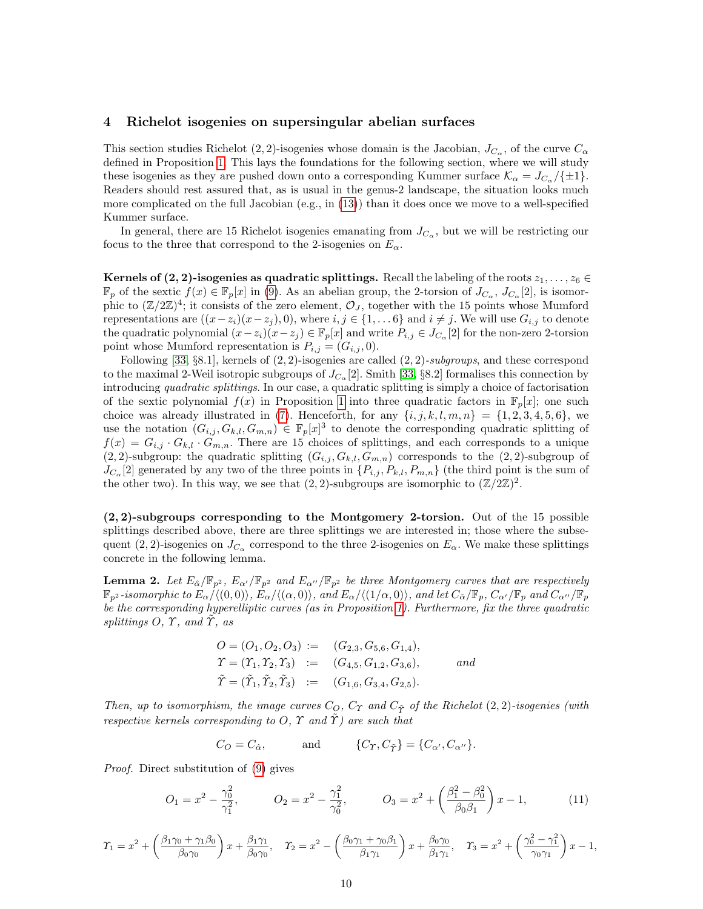## 4 Richelot isogenies on supersingular abelian surfaces

This section studies Richelot $(2,2)$-isogenies whose domain is the Jacobian, $J_{C_\alpha}$, of the curve $C_\alpha$ defined in Proposition 1. This lays the foundations for the following section, where we will study these isogenies as they are pushed down onto a corresponding Kummer surface $\mathcal{K}_\alpha = J_{C_\alpha}/\{\pm 1\}$. Readers should rest assured that, as is usual in the genus-2 landscape, the situation looks much more complicated on the full Jacobian (e.g., in (13)) than it does once we move to a well-specified Kummer surface.

In general, there are 15 Richelot isogenies emanating from $J_{C_\alpha}$, but we will be restricting our focus to the three that correspond to the 2-isogenies on $E_\alpha$.

**Kernels of $(2,2)$-isogenies as quadratic splittings.** Recall the labeling of the roots $z_1, \ldots, z_6 \in \mathbb{F}_p$ of the sextic $f(x) \in \mathbb{F}_p[x]$ in (9). As an abelian group, the 2-torsion of $J_{C_\alpha}$, $J_{C_\alpha}[2]$, is isomorphic to $(\mathbb{Z}/2\mathbb{Z})^4$; it consists of the zero element, $\mathcal{O}_J$, together with the 15 points whose Mumford representations are $((x-z_i)(x-z_j), 0)$, where $i,j \in \{1, \ldots 6\}$ and $i \neq j$. We will use $G_{i,j}$ to denote the quadratic polynomial $(x-z_i)(x-z_j) \in \mathbb{F}_p[x]$ and write $P_{i,j} \in J_{C_\alpha}[2]$ for the non-zero 2-torsion point whose Mumford representation is $P_{i,j} = (G_{i,j}, 0)$.

Following [33, §8.1], kernels of $(2,2)$-isogenies are called $(2,2)$-*subgroups*, and these correspond to the maximal 2-Weil isotropic subgroups of $J_{C_\alpha}[2]$. Smith [33, §8.2] formalises this connection by introducing *quadratic splittings*. In our case, a quadratic splitting is simply a choice of factorisation of the sextic polynomial $f(x)$ in Proposition 1 into three quadratic factors in $\mathbb{F}_p[x]$; one such choice was already illustrated in (7). Henceforth, for any $\{i,j,k,l,m,n\} = \{1,2,3,4,5,6\}$, we use the notation $(G_{i,j}, G_{k,l}, G_{m,n}) \in \mathbb{F}_p[x]^3$ to denote the corresponding quadratic splitting of $f(x) = G_{i,j} \cdot G_{k,l} \cdot G_{m,n}$. There are 15 choices of splittings, and each corresponds to a unique $(2,2)$-subgroup: the quadratic splitting $(G_{i,j}, G_{k,l}, G_{m,n})$ corresponds to the $(2,2)$-subgroup of $J_{C_\alpha}[2]$ generated by any two of the three points in $\{P_{i,j}, P_{k,l}, P_{m,n}\}$ (the third point is the sum of the other two). In this way, we see that $(2,2)$-subgroups are isomorphic to $(\mathbb{Z}/2\mathbb{Z})^2$.

**$(2,2)$-subgroups corresponding to the Montgomery 2-torsion.** Out of the 15 possible splittings described above, there are three splittings we are interested in; those where the subsequent $(2,2)$-isogenies on $J_{C_\alpha}$ correspond to the three 2-isogenies on $E_\alpha$. We make these splittings concrete in the following lemma.

**Lemma 2.** *Let $E_{\hat{\alpha}}/\mathbb{F}_{p^2}$, $E_{\alpha'}/\mathbb{F}_{p^2}$ and $E_{\alpha''}/\mathbb{F}_{p^2}$ be three Montgomery curves that are respectively $\mathbb{F}_{p^2}$-isomorphic to $E_\alpha/\langle(0,0)\rangle$, $E_\alpha/\langle(\alpha,0)\rangle$, and $E_\alpha/\langle(1/\alpha,0)\rangle$, and let $C_{\hat{\alpha}}/\mathbb{F}_p$, $C_{\alpha'}/\mathbb{F}_p$ and $C_{\alpha''}/\mathbb{F}_p$ be the corresponding hyperelliptic curves (as in Proposition 1). Furthermore, fix the three quadratic splittings $O$, $\Upsilon$, and $\tilde{\Upsilon}$, as*

$$
\begin{aligned}
O = (O_1, O_2, O_3) &:= (G_{2,3}, G_{5,6}, G_{1,4}), \\
\Upsilon = (\Upsilon_1, \Upsilon_2, \Upsilon_3) &:= (G_{4,5}, G_{1,2}, G_{3,6}), \qquad \textit{and} \\
\tilde{\Upsilon} = (\tilde{\Upsilon}_1, \tilde{\Upsilon}_2, \tilde{\Upsilon}_3) &:= (G_{1,6}, G_{3,4}, G_{2,5}).
\end{aligned}
$$

*Then, up to isomorphism, the image curves $C_O$, $C_\Upsilon$ and $C_{\tilde{\Upsilon}}$ of the Richelot $(2,2)$-isogenies (with respective kernels corresponding to $O$, $\Upsilon$ and $\tilde{\Upsilon}$) are such that*

$$
C_O = C_{\hat{\alpha}}, \qquad \text{and} \qquad \{C_\Upsilon, C_{\tilde{\Upsilon}}\} = \{C_{\alpha'}, C_{\alpha''}\}.
$$

*Proof.* Direct substitution of (9) gives

$$
O_1 = x^2 - \frac{\gamma_0^2}{\gamma_1^2}, \qquad O_2 = x^2 - \frac{\gamma_1^2}{\gamma_0^2}, \qquad O_3 = x^2 + \left(\frac{\beta_1^2 - \beta_0^2}{\beta_0\beta_1}\right)x - 1, \tag{11}
$$

$$
\Upsilon_1 = x^2 + \left(\frac{\beta_1\gamma_0 + \gamma_1\beta_0}{\beta_0\gamma_0}\right)x + \frac{\beta_1\gamma_1}{\beta_0\gamma_0}, \quad \Upsilon_2 = x^2 - \left(\frac{\beta_0\gamma_1 + \gamma_0\beta_1}{\beta_1\gamma_1}\right)x + \frac{\beta_0\gamma_0}{\beta_1\gamma_1}, \quad \Upsilon_3 = x^2 + \left(\frac{\gamma_0^2 - \gamma_1^2}{\gamma_0\gamma_1}\right)x - 1,
$$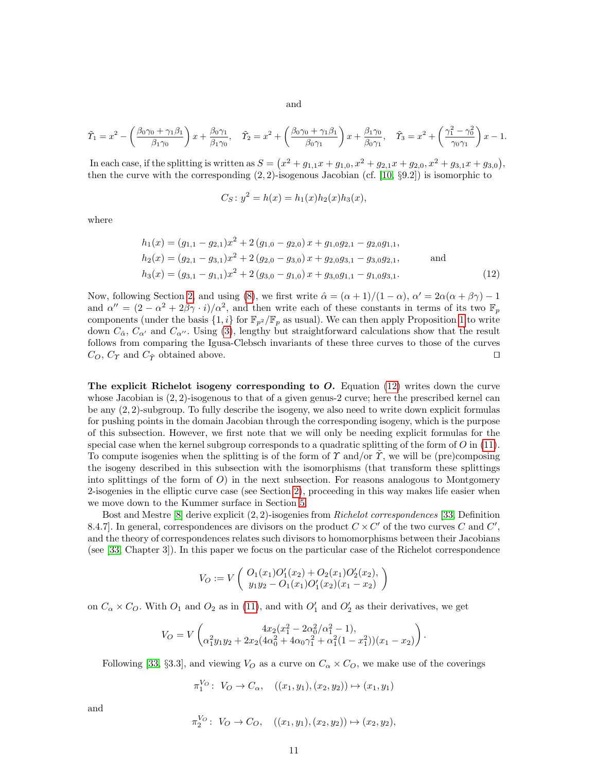and

$$\tilde{\Upsilon}_1 = x^2 - \left(\frac{\beta_0\gamma_0 + \gamma_1\beta_1}{\beta_1\gamma_0}\right)x + \frac{\beta_0\gamma_1}{\beta_1\gamma_0}, \quad \tilde{\Upsilon}_2 = x^2 + \left(\frac{\beta_0\gamma_0 + \gamma_1\beta_1}{\beta_0\gamma_1}\right)x + \frac{\beta_1\gamma_0}{\beta_0\gamma_1}, \quad \tilde{\Upsilon}_3 = x^2 + \left(\frac{\gamma_1^2 - \gamma_0^2}{\gamma_0\gamma_1}\right)x - 1.$$

In each case, if the splitting is written as $S = \left(x^2 + g_{1,1}x + g_{1,0}, x^2 + g_{2,1}x + g_{2,0}, x^2 + g_{3,1}x + g_{3,0}\right)$, then the curve with the corresponding $(2,2)$-isogenous Jacobian (cf. [10, §9.2]) is isomorphic to

$$C_S \colon y^2 = h(x) = h_1(x)h_2(x)h_3(x),$$

where

$$\begin{aligned}
h_1(x) &= (g_{1,1} - g_{2,1})x^2 + 2\left(g_{1,0} - g_{2,0}\right)x + g_{1,0}g_{2,1} - g_{2,0}g_{1,1}, \\
h_2(x) &= (g_{2,1} - g_{3,1})x^2 + 2\left(g_{2,0} - g_{3,0}\right)x + g_{2,0}g_{3,1} - g_{3,0}g_{2,1}, \qquad \text{and} \\
h_3(x) &= (g_{3,1} - g_{1,1})x^2 + 2\left(g_{3,0} - g_{1,0}\right)x + g_{3,0}g_{1,1} - g_{1,0}g_{3,1}.
\end{aligned} \tag{12}$$

Now, following Section 2, and using (8), we first write $\hat{\alpha} = (\alpha+1)/(1-\alpha)$, $\alpha' = 2\alpha(\alpha + \beta\gamma) - 1$ and $\alpha'' = (2 - \alpha^2 + 2\beta\gamma \cdot i)/\alpha^2$, and then write each of these constants in terms of its two $\mathbb{F}_p$ components (under the basis $\{1, i\}$ for $\mathbb{F}_{p^2}/\mathbb{F}_p$ as usual). We can then apply Proposition 1 to write down $C_{\hat{\alpha}}$, $C_{\alpha'}$ and $C_{\alpha''}$. Using (3), lengthy but straightforward calculations show that the result follows from comparing the Igusa-Clebsch invariants of these three curves to those of the curves $C_O$, $C_\Upsilon$ and $C_{\tilde{\Upsilon}}$ obtained above. ◻

**The explicit Richelot isogeny corresponding to $O$.** Equation (12) writes down the curve whose Jacobian is $(2,2)$-isogenous to that of a given genus-2 curve; here the prescribed kernel can be any $(2,2)$-subgroup. To fully describe the isogeny, we also need to write down explicit formulas for pushing points in the domain Jacobian through the corresponding isogeny, which is the purpose of this subsection. However, we first note that we will only be needing explicit formulas for the special case when the kernel subgroup corresponds to a quadratic splitting of the form of $O$ in (11). To compute isogenies when the splitting is of the form of $\Upsilon$ and/or $\tilde{\Upsilon}$, we will be (pre)composing the isogeny described in this subsection with the isomorphisms (that transform these splittings into splittings of the form of $O$) in the next subsection. For reasons analogous to Montgomery 2-isogenies in the elliptic curve case (see Section 2), proceeding in this way makes life easier when we move down to the Kummer surface in Section 5.

Bost and Mestre [8] derive explicit $(2,2)$-isogenies from *Richelot correspondences* [33, Definition 8.4.7]. In general, correspondences are divisors on the product $C \times C'$ of the two curves $C$ and $C'$, and the theory of correspondences relates such divisors to homomorphisms between their Jacobians (see [33, Chapter 3]). In this paper we focus on the particular case of the Richelot correspondence

$$V_O := V\begin{pmatrix} O_1(x_1)O_1'(x_2) + O_2(x_1)O_2'(x_2), \\ y_1y_2 - O_1(x_1)O_1'(x_2)(x_1 - x_2) \end{pmatrix}$$

on $C_\alpha \times C_O$. With $O_1$ and $O_2$ as in (11), and with $O_1'$ and $O_2'$ as their derivatives, we get

$$V_O = V\begin{pmatrix} 4x_2(x_1^2 - 2\alpha_0^2/\alpha_1^2 - 1), \\ \alpha_1^2 y_1 y_2 + 2x_2(4\alpha_0^2 + 4\alpha_0\gamma_1^2 + \alpha_1^2(1 - x_1^2))(x_1 - x_2) \end{pmatrix}.$$

Following [33, §3.3], and viewing $V_O$ as a curve on $C_\alpha \times C_O$, we make use of the coverings

$$\pi_1^{V_O} \colon \; V_O \to C_\alpha, \quad ((x_1, y_1), (x_2, y_2)) \mapsto (x_1, y_1)$$

and

$$\pi_2^{V_O} \colon \; V_O \to C_O, \quad ((x_1, y_1), (x_2, y_2)) \mapsto (x_2, y_2),$$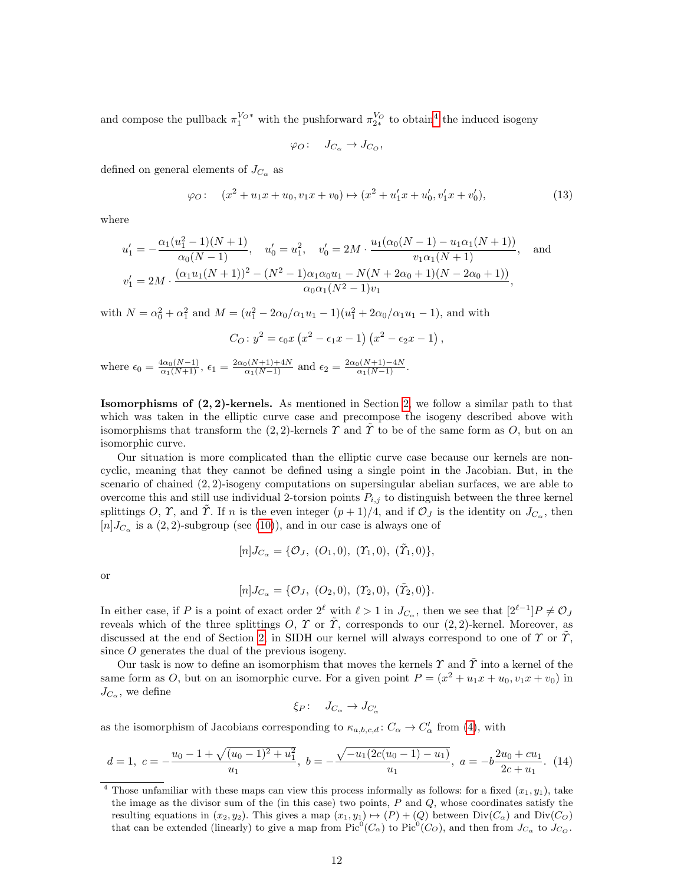and compose the pullback $\pi_1^{V_O*}$ with the pushforward $\pi_{2*}^{V_O}$ to obtain[4] the induced isogeny

$$\varphi_O\colon \quad J_{C_\alpha} \to J_{C_O},$$

defined on general elements of $J_{C_\alpha}$ as

$$\varphi_O\colon \quad (x^2 + u_1 x + u_0, v_1 x + v_0) \mapsto (x^2 + u_1' x + u_0', v_1' x + v_0'), \tag{13}$$

where

$$u_1' = -\frac{\alpha_1(u_1^2 - 1)(N+1)}{\alpha_0(N-1)}, \quad u_0' = u_1^2, \quad v_0' = 2M \cdot \frac{u_1(\alpha_0(N-1) - u_1\alpha_1(N+1))}{v_1\alpha_1(N+1)}, \quad \text{and}$$
$$v_1' = 2M \cdot \frac{(\alpha_1 u_1(N+1))^2 - (N^2-1)\alpha_1\alpha_0 u_1 - N(N+2\alpha_0+1)(N-2\alpha_0+1))}{\alpha_0\alpha_1(N^2-1)v_1},$$

with $N = \alpha_0^2 + \alpha_1^2$ and $M = (u_1^2 - 2\alpha_0/\alpha_1 u_1 - 1)(u_1^2 + 2\alpha_0/\alpha_1 u_1 - 1)$, and with

$$C_O\colon y^2 = \epsilon_0 x \left(x^2 - \epsilon_1 x - 1\right)\left(x^2 - \epsilon_2 x - 1\right),$$

where $\epsilon_0 = \frac{4\alpha_0(N-1)}{\alpha_1(N+1)}$, $\epsilon_1 = \frac{2\alpha_0(N+1)+4N}{\alpha_1(N-1)}$ and $\epsilon_2 = \frac{2\alpha_0(N+1)-4N}{\alpha_1(N-1)}$.

**Isomorphisms of (2, 2)-kernels.** As mentioned in Section 2, we follow a similar path to that which was taken in the elliptic curve case and precompose the isogeny described above with isomorphisms that transform the (2, 2)-kernels $\varUpsilon$ and $\tilde{\varUpsilon}$ to be of the same form as $O$, but on an isomorphic curve.

Our situation is more complicated than the elliptic curve case because our kernels are non-cyclic, meaning that they cannot be defined using a single point in the Jacobian. But, in the scenario of chained (2, 2)-isogeny computations on supersingular abelian surfaces, we are able to overcome this and still use individual 2-torsion points $P_{i,j}$ to distinguish between the three kernel splittings $O$, $\varUpsilon$, and $\tilde{\varUpsilon}$. If $n$ is the even integer $(p+1)/4$, and if $\mathcal{O}_J$ is the identity on $J_{C_\alpha}$, then $[n]J_{C_\alpha}$ is a (2, 2)-subgroup (see (10)), and in our case is always one of

$$[n]J_{C_\alpha} = \{\mathcal{O}_J,\ (O_1, 0),\ (\varUpsilon_1, 0),\ (\tilde{\varUpsilon}_1, 0)\},$$

or

$$[n]J_{C_\alpha} = \{\mathcal{O}_J,\ (O_2, 0),\ (\varUpsilon_2, 0),\ (\tilde{\varUpsilon}_2, 0)\}.$$

In either case, if $P$ is a point of exact order $2^\ell$ with $\ell > 1$ in $J_{C_\alpha}$, then we see that $[2^{\ell-1}]P \neq \mathcal{O}_J$ reveals which of the three splittings $O$, $\varUpsilon$ or $\tilde{\varUpsilon}$, corresponds to our (2, 2)-kernel. Moreover, as discussed at the end of Section 2, in SIDH our kernel will always correspond to one of $\varUpsilon$ or $\tilde{\varUpsilon}$, since $O$ generates the dual of the previous isogeny.

Our task is now to define an isomorphism that moves the kernels $\varUpsilon$ and $\tilde{\varUpsilon}$ into a kernel of the same form as $O$, but on an isomorphic curve. For a given point $P = (x^2 + u_1 x + u_0, v_1 x + v_0)$ in $J_{C_\alpha}$, we define

$$\xi_P\colon \quad J_{C_\alpha} \to J_{C_\alpha'}$$

as the isomorphism of Jacobians corresponding to $\kappa_{a,b,c,d}\colon C_\alpha \to C_\alpha'$ from (4), with

$$d = 1,\ c = -\frac{u_0 - 1 + \sqrt{(u_0-1)^2 + u_1^2}}{u_1},\ b = -\frac{\sqrt{-u_1(2c(u_0-1) - u_1)}}{u_1},\ a = -b\frac{2u_0 + cu_1}{2c + u_1}. \tag{14}$$

[4] Those unfamiliar with these maps can view this process informally as follows: for a fixed $(x_1, y_1)$, take the image as the divisor sum of the (in this case) two points, $P$ and $Q$, whose coordinates satisfy the resulting equations in $(x_2, y_2)$. This gives a map $(x_1, y_1) \mapsto (P) + (Q)$ between $\mathrm{Div}(C_\alpha)$ and $\mathrm{Div}(C_O)$ that can be extended (linearly) to give a map from $\mathrm{Pic}^0(C_\alpha)$ to $\mathrm{Pic}^0(C_O)$, and then from $J_{C_\alpha}$ to $J_{C_O}$.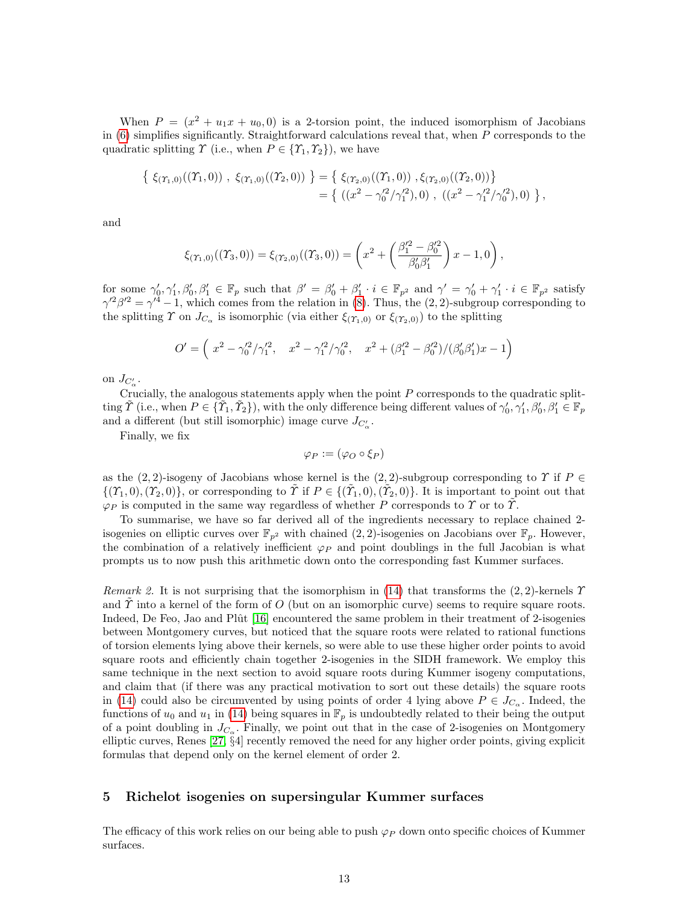When $P = (x^2 + u_1 x + u_0, 0)$ is a 2-torsion point, the induced isomorphism of Jacobians in (6) simplifies significantly. Straightforward calculations reveal that, when $P$ corresponds to the quadratic splitting $\Upsilon$ (i.e., when $P \in \{\Upsilon_1, \Upsilon_2\}$), we have

$$
\begin{aligned}
\{\ \xi_{(\Upsilon_1,0)}((\Upsilon_1, 0))\ ,\ \xi_{(\Upsilon_1,0)}((\Upsilon_2, 0))\ \} &= \{\ \xi_{(\Upsilon_2,0)}((\Upsilon_1, 0))\ , \xi_{(\Upsilon_2,0)}((\Upsilon_2, 0))\} \\
&= \{\ ((x^2 - \gamma_0'^2/\gamma_1'^2), 0)\ ,\ ((x^2 - \gamma_1'^2/\gamma_0'^2), 0)\ \},
\end{aligned}
$$

and

$$
\xi_{(\Upsilon_1,0)}((\Upsilon_3, 0)) = \xi_{(\Upsilon_2,0)}((\Upsilon_3, 0)) = \left(x^2 + \left(\frac{\beta_1'^2 - \beta_0'^2}{\beta_0'\beta_1'}\right)x - 1, 0\right),
$$

for some $\gamma_0', \gamma_1', \beta_0', \beta_1' \in \mathbb{F}_p$ such that $\beta' = \beta_0' + \beta_1' \cdot i \in \mathbb{F}_{p^2}$ and $\gamma' = \gamma_0' + \gamma_1' \cdot i \in \mathbb{F}_{p^2}$ satisfy $\gamma'^2\beta'^2 = \gamma'^4 - 1$, which comes from the relation in (8). Thus, the $(2,2)$-subgroup corresponding to the splitting $\Upsilon$ on $J_{C_\alpha}$ is isomorphic (via either $\xi_{(\Upsilon_1,0)}$ or $\xi_{(\Upsilon_2,0)}$) to the splitting

$$
O' = \left(\ x^2 - \gamma_0'^2/\gamma_1'^2,\quad x^2 - \gamma_1'^2/\gamma_0'^2,\quad x^2 + (\beta_1'^2 - \beta_0'^2)/(\beta_0'\beta_1')x - 1\right)
$$

on $J_{C_\alpha'}$.

Crucially, the analogous statements apply when the point $P$ corresponds to the quadratic splitting $\tilde{\Upsilon}$ (i.e., when $P \in \{\tilde{\Upsilon}_1, \tilde{\Upsilon}_2\}$), with the only difference being different values of $\gamma_0', \gamma_1', \beta_0', \beta_1' \in \mathbb{F}_p$ and a different (but still isomorphic) image curve $J_{C_\alpha'}$.

Finally, we fix

$$
\varphi_P := (\varphi_O \circ \xi_P)
$$

as the $(2,2)$-isogeny of Jacobians whose kernel is the $(2,2)$-subgroup corresponding to $\Upsilon$ if $P \in \{(\Upsilon_1, 0), (\Upsilon_2, 0)\}$, or corresponding to $\tilde{\Upsilon}$ if $P \in \{(\tilde{\Upsilon}_1, 0), (\tilde{\Upsilon}_2, 0)\}$. It is important to point out that $\varphi_P$ is computed in the same way regardless of whether $P$ corresponds to $\Upsilon$ or to $\tilde{\Upsilon}$.

To summarise, we have so far derived all of the ingredients necessary to replace chained 2-isogenies on elliptic curves over $\mathbb{F}_{p^2}$ with chained $(2,2)$-isogenies on Jacobians over $\mathbb{F}_p$. However, the combination of a relatively inefficient $\varphi_P$ and point doublings in the full Jacobian is what prompts us to now push this arithmetic down onto the corresponding fast Kummer surfaces.

*Remark 2.* It is not surprising that the isomorphism in (14) that transforms the $(2,2)$-kernels $\Upsilon$ and $\tilde{\Upsilon}$ into a kernel of the form of $O$ (but on an isomorphic curve) seems to require square roots. Indeed, De Feo, Jao and Plût [16] encountered the same problem in their treatment of 2-isogenies between Montgomery curves, but noticed that the square roots were related to rational functions of torsion elements lying above their kernels, so were able to use these higher order points to avoid square roots and efficiently chain together 2-isogenies in the SIDH framework. We employ this same technique in the next section to avoid square roots during Kummer isogeny computations, and claim that (if there was any practical motivation to sort out these details) the square roots in (14) could also be circumvented by using points of order 4 lying above $P \in J_{C_\alpha}$. Indeed, the functions of $u_0$ and $u_1$ in (14) being squares in $\mathbb{F}_p$ is undoubtedly related to their being the output of a point doubling in $J_{C_\alpha}$. Finally, we point out that in the case of 2-isogenies on Montgomery elliptic curves, Renes [27, §4] recently removed the need for any higher order points, giving explicit formulas that depend only on the kernel element of order 2.

## 5 Richelot isogenies on supersingular Kummer surfaces

The efficacy of this work relies on our being able to push $\varphi_P$ down onto specific choices of Kummer surfaces.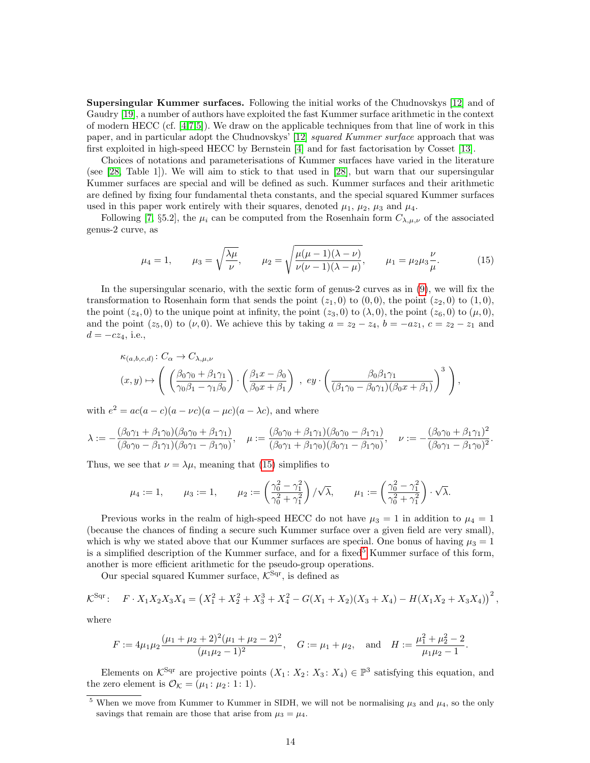**Supersingular Kummer surfaces.** Following the initial works of the Chudnovskys [12] and of Gaudry [19], a number of authors have exploited the fast Kummer surface arithmetic in the context of modern HECC (cf. [4,7,5]). We draw on the applicable techniques from that line of work in this paper, and in particular adopt the Chudnovskys' [12] *squared Kummer surface* approach that was first exploited in high-speed HECC by Bernstein [4] and for fast factorisation by Cosset [13].

Choices of notations and parameterisations of Kummer surfaces have varied in the literature (see [28, Table 1]). We will aim to stick to that used in [28], but warn that our supersingular Kummer surfaces are special and will be defined as such. Kummer surfaces and their arithmetic are defined by fixing four fundamental theta constants, and the special squared Kummer surfaces used in this paper work entirely with their squares, denoted $\mu_1$, $\mu_2$, $\mu_3$ and $\mu_4$.

Following [7, §5.2], the $\mu_i$ can be computed from the Rosenhain form $C_{\lambda,\mu,\nu}$ of the associated genus-2 curve, as

$$\mu_4 = 1, \qquad \mu_3 = \sqrt{\frac{\lambda\mu}{\nu}}, \qquad \mu_2 = \sqrt{\frac{\mu(\mu-1)(\lambda-\nu)}{\nu(\nu-1)(\lambda-\mu)}}, \qquad \mu_1 = \mu_2\mu_3\frac{\nu}{\mu}. \tag{15}$$

In the supersingular scenario, with the sextic form of genus-2 curves as in (9), we will fix the transformation to Rosenhain form that sends the point $(z_1, 0)$ to $(0, 0)$, the point $(z_2, 0)$ to $(1, 0)$, the point $(z_4, 0)$ to the unique point at infinity, the point $(z_3, 0)$ to $(\lambda, 0)$, the point $(z_6, 0)$ to $(\mu, 0)$, and the point $(z_5, 0)$ to $(\nu, 0)$. We achieve this by taking $a = z_2 - z_4$, $b = -az_1$, $c = z_2 - z_1$ and $d = -cz_4$, i.e.,

$$\begin{aligned}
&\kappa_{(a,b,c,d)} \colon C_\alpha \to C_{\lambda,\mu,\nu} \\
&(x, y) \mapsto \left( \left(\frac{\beta_0\gamma_0 + \beta_1\gamma_1}{\gamma_0\beta_1 - \gamma_1\beta_0}\right) \cdot \left(\frac{\beta_1 x - \beta_0}{\beta_0 x + \beta_1}\right) \ , \ ey \cdot \left(\frac{\beta_0\beta_1\gamma_1}{(\beta_1\gamma_0 - \beta_0\gamma_1)(\beta_0 x + \beta_1)}\right)^3 \right),
\end{aligned}$$

with $e^2 = ac(a-c)(a-\nu c)(a-\mu c)(a-\lambda c)$, and where

$$\lambda := -\frac{(\beta_0\gamma_1 + \beta_1\gamma_0)(\beta_0\gamma_0 + \beta_1\gamma_1)}{(\beta_0\gamma_0 - \beta_1\gamma_1)(\beta_0\gamma_1 - \beta_1\gamma_0)}, \quad \mu := \frac{(\beta_0\gamma_0 + \beta_1\gamma_1)(\beta_0\gamma_0 - \beta_1\gamma_1)}{(\beta_0\gamma_1 + \beta_1\gamma_0)(\beta_0\gamma_1 - \beta_1\gamma_0)}, \quad \nu := -\frac{(\beta_0\gamma_0 + \beta_1\gamma_1)^2}{(\beta_0\gamma_1 - \beta_1\gamma_0)^2}.$$

Thus, we see that $\nu = \lambda\mu$, meaning that (15) simplifies to

$$\mu_4 := 1, \qquad \mu_3 := 1, \qquad \mu_2 := \left(\frac{\gamma_0^2 - \gamma_1^2}{\gamma_0^2 + \gamma_1^2}\right) / \sqrt{\lambda}, \qquad \mu_1 := \left(\frac{\gamma_0^2 - \gamma_1^2}{\gamma_0^2 + \gamma_1^2}\right) \cdot \sqrt{\lambda}.$$

Previous works in the realm of high-speed HECC do not have $\mu_3 = 1$ in addition to $\mu_4 = 1$ (because the chances of finding a secure such Kummer surface over a given field are very small), which is why we stated above that our Kummer surfaces are special. One bonus of having $\mu_3 = 1$ is a simplified description of the Kummer surface, and for a fixed[5] Kummer surface of this form, another is more efficient arithmetic for the pseudo-group operations.

Our special squared Kummer surface, $\mathcal{K}^{\text{Sqr}}$, is defined as

$$\mathcal{K}^{\text{Sqr}}\colon \quad F \cdot X_1X_2X_3X_4 = \left(X_1^2 + X_2^2 + X_3^3 + X_4^2 - G(X_1 + X_2)(X_3 + X_4) - H(X_1X_2 + X_3X_4)\right)^2,$$

where

$$F := 4\mu_1\mu_2\frac{(\mu_1 + \mu_2 + 2)^2(\mu_1 + \mu_2 - 2)^2}{(\mu_1\mu_2 - 1)^2}, \quad G := \mu_1 + \mu_2, \quad \text{and} \quad H := \frac{\mu_1^2 + \mu_2^2 - 2}{\mu_1\mu_2 - 1}.$$

Elements on $\mathcal{K}^{\text{Sqr}}$ are projective points $(X_1 \colon X_2 \colon X_3 \colon X_4) \in \mathbb{P}^3$ satisfying this equation, and the zero element is $\mathcal{O}_{\mathcal{K}} = (\mu_1 \colon \mu_2 \colon 1 \colon 1)$.

[5] When we move from Kummer to Kummer in SIDH, we will not be normalising $\mu_3$ and $\mu_4$, so the only savings that remain are those that arise from $\mu_3 = \mu_4$.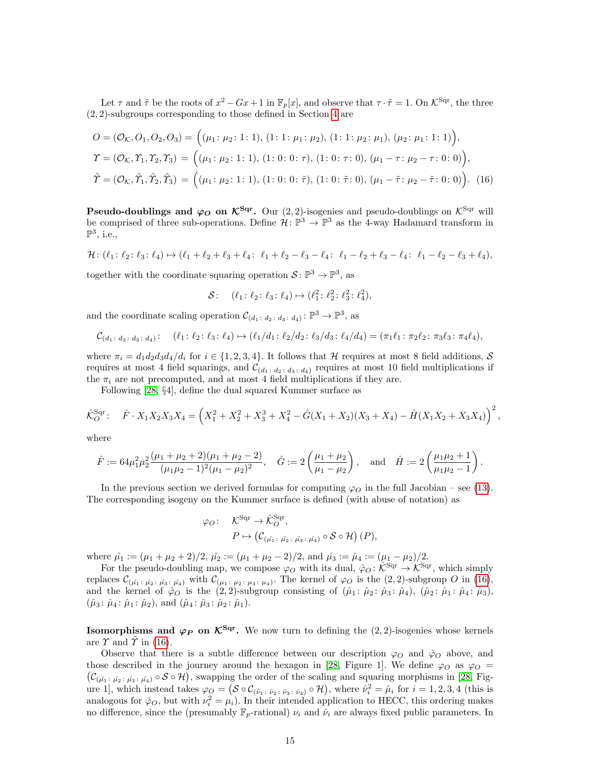Let $\tau$ and $\tilde{\tau}$ be the roots of $x^2 - Gx + 1$ in $\mathbb{F}_p[x]$, and observe that $\tau \cdot \tilde{\tau} = 1$. On $\mathcal{K}^{\text{Sqr}}$, the three $(2,2)$-subgroups corresponding to those defined in Section 4 are

$$
\begin{aligned}
O = (\mathcal{O}_\mathcal{K}, O_1, O_2, O_3) &= \Big((\mu_1 \colon \mu_2 \colon 1 \colon 1),\ (1 \colon 1 \colon \mu_1 \colon \mu_2),\ (1 \colon 1 \colon \mu_2 \colon \mu_1),\ (\mu_2 \colon \mu_1 \colon 1 \colon 1)\Big),\\
\Upsilon = (\mathcal{O}_\mathcal{K}, \Upsilon_1, \Upsilon_2, \Upsilon_3) &= \Big((\mu_1 \colon \mu_2 \colon 1 \colon 1),\ (1 \colon 0 \colon 0 \colon \tau),\ (1 \colon 0 \colon \tau \colon 0),\ (\mu_1 - \tau \colon \mu_2 - \tau \colon 0 \colon 0)\Big),\\
\tilde{\Upsilon} = (\mathcal{O}_\mathcal{K}, \tilde{\Upsilon}_1, \tilde{\Upsilon}_2, \tilde{\Upsilon}_3) &= \Big((\mu_1 \colon \mu_2 \colon 1 \colon 1),\ (1 \colon 0 \colon 0 \colon \tilde{\tau}),\ (1 \colon 0 \colon \tilde{\tau} \colon 0),\ (\mu_1 - \tilde{\tau} \colon \mu_2 - \tilde{\tau} \colon 0 \colon 0)\Big).
\end{aligned} \tag{16}
$$

**Pseudo-doublings and $\varphi_O$ on $\mathcal{K}^{\text{Sqr}}$.** Our $(2,2)$-isogenies and pseudo-doublings on $\mathcal{K}^{\text{Sqr}}$ will be comprised of three sub-operations. Define $\mathcal{H} \colon \mathbb{P}^3 \to \mathbb{P}^3$ as the 4-way Hadamard transform in $\mathbb{P}^3$, i.e.,

$$
\mathcal{H} \colon (\ell_1 \colon \ell_2 \colon \ell_3 \colon \ell_4) \mapsto (\ell_1 + \ell_2 + \ell_3 + \ell_4 \colon\ \ell_1 + \ell_2 - \ell_3 - \ell_4 \colon\ \ell_1 - \ell_2 + \ell_3 - \ell_4 \colon\ \ell_1 - \ell_2 - \ell_3 + \ell_4),
$$

together with the coordinate squaring operation $\mathcal{S} \colon \mathbb{P}^3 \to \mathbb{P}^3$, as

$$
\mathcal{S} \colon \quad (\ell_1 \colon \ell_2 \colon \ell_3 \colon \ell_4) \mapsto (\ell_1^2 \colon \ell_2^2 \colon \ell_3^2 \colon \ell_4^2),
$$

and the coordinate scaling operation $\mathcal{C}_{(d_1 \colon d_2 \colon d_3 \colon d_4)} \colon \mathbb{P}^3 \to \mathbb{P}^3$, as

$$
\mathcal{C}_{(d_1 \colon d_2 \colon d_3 \colon d_4)} \colon \quad (\ell_1 \colon \ell_2 \colon \ell_3 \colon \ell_4) \mapsto (\ell_1/d_1 \colon \ell_2/d_2 \colon \ell_3/d_3 \colon \ell_4/d_4) = (\pi_1\ell_1 \colon \pi_2\ell_2 \colon \pi_3\ell_3 \colon \pi_4\ell_4),
$$

where $\pi_i = d_1 d_2 d_3 d_4 / d_i$ for $i \in \{1,2,3,4\}$. It follows that $\mathcal{H}$ requires at most 8 field additions, $\mathcal{S}$ requires at most 4 field squarings, and $\mathcal{C}_{(d_1 \colon d_2 \colon d_3 \colon d_4)}$ requires at most 10 field multiplications if the $\pi_i$ are not precomputed, and at most 4 field multiplications if they are.

Following [28, §4], define the dual squared Kummer surface as

$$
\hat{\mathcal{K}}_O^{\text{Sqr}} \colon \quad \hat{F} \cdot X_1 X_2 X_3 X_4 = \Big(X_1^2 + X_2^2 + X_3^3 + X_4^2 - \hat{G}(X_1 + X_2)(X_3 + X_4) - \hat{H}(X_1 X_2 + X_3 X_4)\Big)^2,
$$

where

$$
\hat{F} := 64\mu_1^2\mu_2^2 \frac{(\mu_1 + \mu_2 + 2)(\mu_1 + \mu_2 - 2)}{(\mu_1\mu_2 - 1)^2(\mu_1 - \mu_2)^2}, \quad \hat{G} := 2\left(\frac{\mu_1 + \mu_2}{\mu_1 - \mu_2}\right), \quad \text{and} \quad \hat{H} := 2\left(\frac{\mu_1\mu_2 + 1}{\mu_1\mu_2 - 1}\right).
$$

In the previous section we derived formulas for computing $\varphi_O$ in the full Jacobian – see (13). The corresponding isogeny on the Kummer surface is defined (with abuse of notation) as

$$
\begin{aligned}
\varphi_O \colon \quad & \mathcal{K}^{\text{Sqr}} \to \hat{\mathcal{K}}_O^{\text{Sqr}},\\
& P \mapsto \left(\mathcal{C}_{(\hat{\mu_1} \colon \hat{\mu_2} \colon \hat{\mu_3} \colon \hat{\mu_4})} \circ \mathcal{S} \circ \mathcal{H}\right)(P),
\end{aligned}
$$

where $\hat{\mu_1} := (\mu_1 + \mu_2 + 2)/2$, $\hat{\mu_2} := (\mu_1 + \mu_2 - 2)/2$, and $\hat{\mu_3} := \hat{\mu}_4 := (\mu_1 - \mu_2)/2$.

For the pseudo-doubling map, we compose $\varphi_O$ with its dual, $\hat{\varphi}_O \colon \hat{\mathcal{K}}^{\text{Sqr}} \to \mathcal{K}^{\text{Sqr}}$, which simply replaces $\mathcal{C}_{(\hat{\mu_1} \colon \hat{\mu_2} \colon \hat{\mu_3} \colon \hat{\mu_4})}$ with $\mathcal{C}_{(\mu_1 \colon \mu_2 \colon \mu_3 \colon \mu_4)}$. The kernel of $\varphi_O$ is the $(2,2)$-subgroup $O$ in (16), and the kernel of $\hat{\varphi}_O$ is the $(2,2)$-subgroup consisting of $(\hat{\mu}_1 \colon \hat{\mu}_2 \colon \hat{\mu}_3 \colon \hat{\mu}_4)$, $(\hat{\mu}_2 \colon \hat{\mu}_1 \colon \hat{\mu}_4 \colon \hat{\mu}_3)$, $(\hat{\mu}_3 \colon \hat{\mu}_4 \colon \hat{\mu}_1 \colon \hat{\mu}_2)$, and $(\hat{\mu}_4 \colon \hat{\mu}_3 \colon \hat{\mu}_2 \colon \hat{\mu}_1)$.

**Isomorphisms and $\varphi_P$ on $\mathcal{K}^{\text{Sqr}}$.** We now turn to defining the $(2,2)$-isogenies whose kernels are $\Upsilon$ and $\tilde{\Upsilon}$ in (16).

Observe that there is a subtle difference between our description $\varphi_O$ and $\hat{\varphi}_O$ above, and those described in the journey around the hexagon in [28, Figure 1]. We define $\varphi_O$ as $\varphi_O = \left(\mathcal{C}_{(\hat{\mu_1} \colon \hat{\mu_2} \colon \hat{\mu_3} \colon \hat{\mu_4})} \circ \mathcal{S} \circ \mathcal{H}\right)$, swapping the order of the scaling and squaring morphisms in [28, Figure 1], which instead takes $\varphi_O = \left(\mathcal{S} \circ \mathcal{C}_{(\hat{\nu}_1 \colon \hat{\nu}_2 \colon \hat{\nu}_3 \colon \hat{\nu}_4)} \circ \mathcal{H}\right)$, where $\hat{\nu}_i^2 = \hat{\mu}_i$ for $i = 1,2,3,4$ (this is analogous for $\hat{\varphi}_O$, but with $\nu_i^2 = \mu_i$). In their intended application to HECC, this ordering makes no difference, since the (presumably $\mathbb{F}_p$-rational) $\nu_i$ and $\hat{\nu}_i$ are always fixed public parameters. In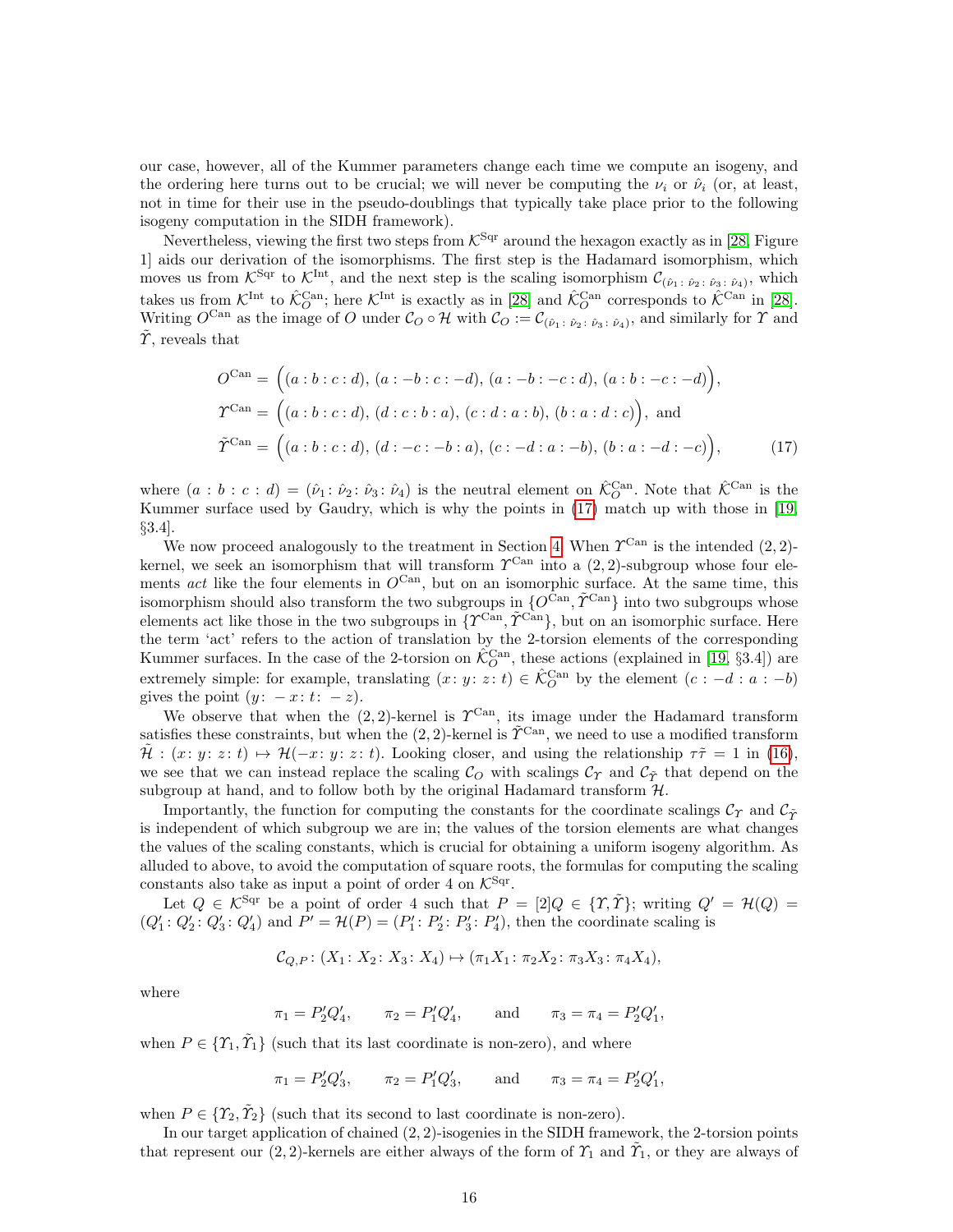our case, however, all of the Kummer parameters change each time we compute an isogeny, and the ordering here turns out to be crucial; we will never be computing the $\nu_i$ or $\hat{\nu}_i$ (or, at least, not in time for their use in the pseudo-doublings that typically take place prior to the following isogeny computation in the SIDH framework).

Nevertheless, viewing the first two steps from $\mathcal{K}^{\mathrm{Sqr}}$ around the hexagon exactly as in [28, Figure 1] aids our derivation of the isomorphisms. The first step is the Hadamard isomorphism, which moves us from $\mathcal{K}^{\mathrm{Sqr}}$ to $\mathcal{K}^{\mathrm{Int}}$, and the next step is the scaling isomorphism $\mathcal{C}_{(\hat{\nu}_1 :\, \hat{\nu}_2 :\, \hat{\nu}_3 :\, \hat{\nu}_4)}$, which takes us from $\mathcal{K}^{\mathrm{Int}}$ to $\hat{\mathcal{K}}^{\mathrm{Can}}_O$; here $\mathcal{K}^{\mathrm{Int}}$ is exactly as in [28] and $\hat{\mathcal{K}}^{\mathrm{Can}}_O$ corresponds to $\hat{\mathcal{K}}^{\mathrm{Can}}$ in [28]. Writing $O^{\mathrm{Can}}$ as the image of $O$ under $\mathcal{C}_O \circ \mathcal{H}$ with $\mathcal{C}_O := \mathcal{C}_{(\hat{\nu}_1 :\, \hat{\nu}_2 :\, \hat{\nu}_3 :\, \hat{\nu}_4)}$, and similarly for $\Upsilon$ and $\tilde{\Upsilon}$, reveals that

$$
\begin{aligned}
O^{\mathrm{Can}} &= \Big((a : b : c : d),\, (a : -b : c : -d),\, (a : -b : -c : d),\, (a : b : -c : -d)\Big),\\
\Upsilon^{\mathrm{Can}} &= \Big((a : b : c : d),\, (d : c : b : a),\, (c : d : a : b),\, (b : a : d : c)\Big),\ \text{and}\\
\tilde{\Upsilon}^{\mathrm{Can}} &= \Big((a : b : c : d),\, (d : -c : -b : a),\, (c : -d : a : -b),\, (b : a : -d : -c)\Big),
\end{aligned}
\tag{17}
$$

where $(a : b : c : d) = (\hat{\nu}_1 :\, \hat{\nu}_2 :\, \hat{\nu}_3 :\, \hat{\nu}_4)$ is the neutral element on $\hat{\mathcal{K}}^{\mathrm{Can}}_O$. Note that $\hat{\mathcal{K}}^{\mathrm{Can}}$ is the Kummer surface used by Gaudry, which is why the points in (17) match up with those in [19, §3.4].

We now proceed analogously to the treatment in Section 4. When $\Upsilon^{\mathrm{Can}}$ is the intended $(2,2)$-kernel, we seek an isomorphism that will transform $\Upsilon^{\mathrm{Can}}$ into a $(2,2)$-subgroup whose four elements *act* like the four elements in $O^{\mathrm{Can}}$, but on an isomorphic surface. At the same time, this isomorphism should also transform the two subgroups in $\{O^{\mathrm{Can}}, \tilde{\Upsilon}^{\mathrm{Can}}\}$ into two subgroups whose elements act like those in the two subgroups in $\{\Upsilon^{\mathrm{Can}}, \tilde{\Upsilon}^{\mathrm{Can}}\}$, but on an isomorphic surface. Here the term 'act' refers to the action of translation by the 2-torsion elements of the corresponding Kummer surfaces. In the case of the 2-torsion on $\hat{\mathcal{K}}^{\mathrm{Can}}_O$, these actions (explained in [19, §3.4]) are extremely simple: for example, translating $(x : y : z : t) \in \hat{\mathcal{K}}^{\mathrm{Can}}_O$ by the element $(c : -d : a : -b)$ gives the point $(y : -x : t : -z)$.

We observe that when the $(2,2)$-kernel is $\Upsilon^{\mathrm{Can}}$, its image under the Hadamard transform satisfies these constraints, but when the $(2,2)$-kernel is $\tilde{\Upsilon}^{\mathrm{Can}}$, we need to use a modified transform $\tilde{\mathcal{H}} : (x : y : z : t) \mapsto \mathcal{H}(-x : y : z : t)$. Looking closer, and using the relationship $\tau\tilde{\tau} = 1$ in (16), we see that we can instead replace the scaling $\mathcal{C}_O$ with scalings $\mathcal{C}_\Upsilon$ and $\mathcal{C}_{\tilde{\Upsilon}}$ that depend on the subgroup at hand, and to follow both by the original Hadamard transform $\mathcal{H}$.

Importantly, the function for computing the constants for the coordinate scalings $\mathcal{C}_\Upsilon$ and $\mathcal{C}_{\tilde{\Upsilon}}$ is independent of which subgroup we are in; the values of the torsion elements are what changes the values of the scaling constants, which is crucial for obtaining a uniform isogeny algorithm. As alluded to above, to avoid the computation of square roots, the formulas for computing the scaling constants also take as input a point of order 4 on $\mathcal{K}^{\mathrm{Sqr}}$.

Let $Q \in \mathcal{K}^{\mathrm{Sqr}}$ be a point of order 4 such that $P = [2]Q \in \{\Upsilon, \tilde{\Upsilon}\}$; writing $Q' = \mathcal{H}(Q) = (Q'_1 : Q'_2 : Q'_3 : Q'_4)$ and $P' = \mathcal{H}(P) = (P'_1 : P'_2 : P'_3 : P'_4)$, then the coordinate scaling is

$$
\mathcal{C}_{Q,P} : (X_1 : X_2 : X_3 : X_4) \mapsto (\pi_1 X_1 : \pi_2 X_2 : \pi_3 X_3 : \pi_4 X_4),
$$

where

$$
\pi_1 = P'_2 Q'_4, \qquad \pi_2 = P'_1 Q'_4, \qquad \text{and} \qquad \pi_3 = \pi_4 = P'_2 Q'_1,
$$

when $P \in \{\Upsilon_1, \tilde{\Upsilon}_1\}$ (such that its last coordinate is non-zero), and where

$$
\pi_1 = P'_2 Q'_3, \qquad \pi_2 = P'_1 Q'_3, \qquad \text{and} \qquad \pi_3 = \pi_4 = P'_2 Q'_1,
$$

when $P \in \{\Upsilon_2, \tilde{\Upsilon}_2\}$ (such that its second to last coordinate is non-zero).

In our target application of chained $(2,2)$-isogenies in the SIDH framework, the 2-torsion points that represent our $(2,2)$-kernels are either always of the form of $\Upsilon_1$ and $\tilde{\Upsilon}_1$, or they are always of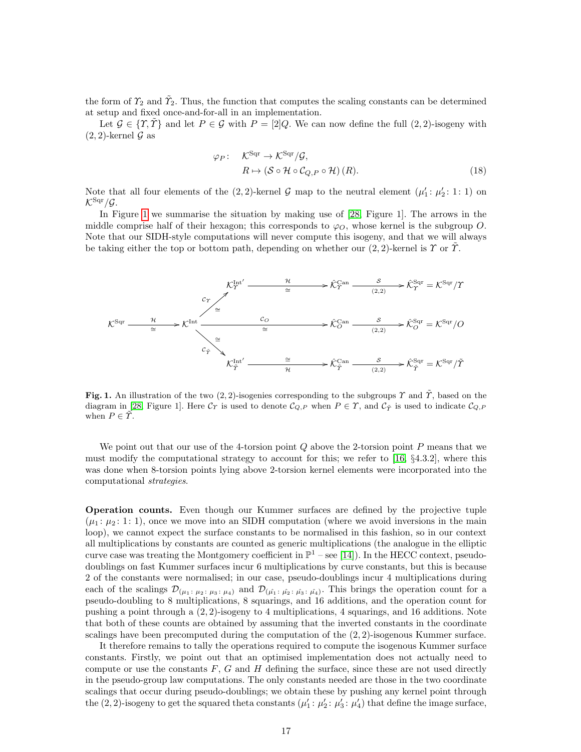the form of $\Upsilon_2$ and $\tilde{\Upsilon}_2$. Thus, the function that computes the scaling constants can be determined at setup and fixed once-and-for-all in an implementation.

Let $\mathcal{G} \in \{\Upsilon, \tilde{\Upsilon}\}$ and let $P \in \mathcal{G}$ with $P = [2]Q$. We can now define the full $(2,2)$-isogeny with $(2,2)$-kernel $\mathcal{G}$ as

$$
\begin{aligned}
\varphi_P \colon \quad & \mathcal{K}^{\mathrm{Sqr}} \to \mathcal{K}^{\mathrm{Sqr}}/\mathcal{G}, \\
& R \mapsto (\mathcal{S} \circ \mathcal{H} \circ \mathcal{C}_{Q,P} \circ \mathcal{H})(R).
\end{aligned} \tag{18}
$$

Note that all four elements of the $(2,2)$-kernel $\mathcal{G}$ map to the neutral element $(\mu_1' \colon \mu_2' \colon 1 \colon 1)$ on $\mathcal{K}^{\mathrm{Sqr}}/\mathcal{G}$.

In Figure 1 we summarise the situation by making use of [28, Figure 1]. The arrows in the middle comprise half of their hexagon; this corresponds to $\varphi_O$, whose kernel is the subgroup $O$. Note that our SIDH-style computations will never compute this isogeny, and that we will always be taking either the top or bottom path, depending on whether our $(2,2)$-kernel is $\Upsilon$ or $\tilde{\Upsilon}$.

$$
\begin{array}{ccccccc}
 & & \mathcal{K}^{\mathrm{Int}'}_{\Upsilon} & \xrightarrow[\simeq]{\mathcal{H}} & \hat{\mathcal{K}}^{\mathrm{Can}}_{\Upsilon} & \xrightarrow[(2,2)]{\mathcal{S}} & \hat{\mathcal{K}}^{\mathrm{Sqr}}_{\Upsilon} = \mathcal{K}^{\mathrm{Sqr}}/\Upsilon \\
 & & {\scriptstyle \mathcal{C}_{\Upsilon}} \nearrow \simeq & & & & \\
\mathcal{K}^{\mathrm{Sqr}} \xrightarrow[\simeq]{\mathcal{H}} & \mathcal{K}^{\mathrm{Int}} & & \xrightarrow[\simeq]{\mathcal{C}_O} & \hat{\mathcal{K}}^{\mathrm{Can}}_{O} & \xrightarrow[(2,2)]{\mathcal{S}} & \hat{\mathcal{K}}^{\mathrm{Sqr}}_{O} = \mathcal{K}^{\mathrm{Sqr}}/O \\
 & & {\scriptstyle \mathcal{C}_{\tilde{\Upsilon}}} \searrow \simeq & & & & \\
 & & \mathcal{K}^{\mathrm{Int}'}_{\tilde{\Upsilon}} & \xrightarrow[\mathcal{H}]{\simeq} & \hat{\mathcal{K}}^{\mathrm{Can}}_{\tilde{\Upsilon}} & \xrightarrow[(2,2)]{\mathcal{S}} & \hat{\mathcal{K}}^{\mathrm{Sqr}}_{\tilde{\Upsilon}} = \mathcal{K}^{\mathrm{Sqr}}/\tilde{\Upsilon}
\end{array}
$$

**Fig. 1.** An illustration of the two $(2,2)$-isogenies corresponding to the subgroups $\Upsilon$ and $\tilde{\Upsilon}$, based on the diagram in [28, Figure 1]. Here $\mathcal{C}_{\Upsilon}$ is used to denote $\mathcal{C}_{Q,P}$ when $P \in \Upsilon$, and $\mathcal{C}_{\tilde{\Upsilon}}$ is used to indicate $\mathcal{C}_{Q,P}$ when $P \in \tilde{\Upsilon}$.

We point out that our use of the 4-torsion point $Q$ above the 2-torsion point $P$ means that we must modify the computational strategy to account for this; we refer to [16, §4.3.2], where this was done when 8-torsion points lying above 2-torsion kernel elements were incorporated into the computational *strategies*.

**Operation counts.** Even though our Kummer surfaces are defined by the projective tuple $(\mu_1 \colon \mu_2 \colon 1 \colon 1)$, once we move into an SIDH computation (where we avoid inversions in the main loop), we cannot expect the surface constants to be normalised in this fashion, so in our context all multiplications by constants are counted as generic multiplications (the analogue in the elliptic curve case was treating the Montgomery coefficient in $\mathbb{P}^1$ – see [14]). In the HECC context, pseudo-doublings on fast Kummer surfaces incur 6 multiplications by curve constants, but this is because 2 of the constants were normalised; in our case, pseudo-doublings incur 4 multiplications during each of the scalings $\mathcal{D}_{(\mu_1 \colon \mu_2 \colon \mu_3 \colon \mu_4)}$ and $\mathcal{D}_{(\hat{\mu_1} \colon \hat{\mu_2} \colon \hat{\mu_3} \colon \hat{\mu_4})}$. This brings the operation count for a pseudo-doubling to 8 multiplications, 8 squarings, and 16 additions, and the operation count for pushing a point through a $(2,2)$-isogeny to 4 multiplications, 4 squarings, and 16 additions. Note that both of these counts are obtained by assuming that the inverted constants in the coordinate scalings have been precomputed during the computation of the $(2,2)$-isogenous Kummer surface.

It therefore remains to tally the operations required to compute the isogenous Kummer surface constants. Firstly, we point out that an optimised implementation does not actually need to compute or use the constants $F$, $G$ and $H$ defining the surface, since these are not used directly in the pseudo-group law computations. The only constants needed are those in the two coordinate scalings that occur during pseudo-doublings; we obtain these by pushing any kernel point through the $(2,2)$-isogeny to get the squared theta constants $(\mu_1' \colon \mu_2' \colon \mu_3' \colon \mu_4')$ that define the image surface,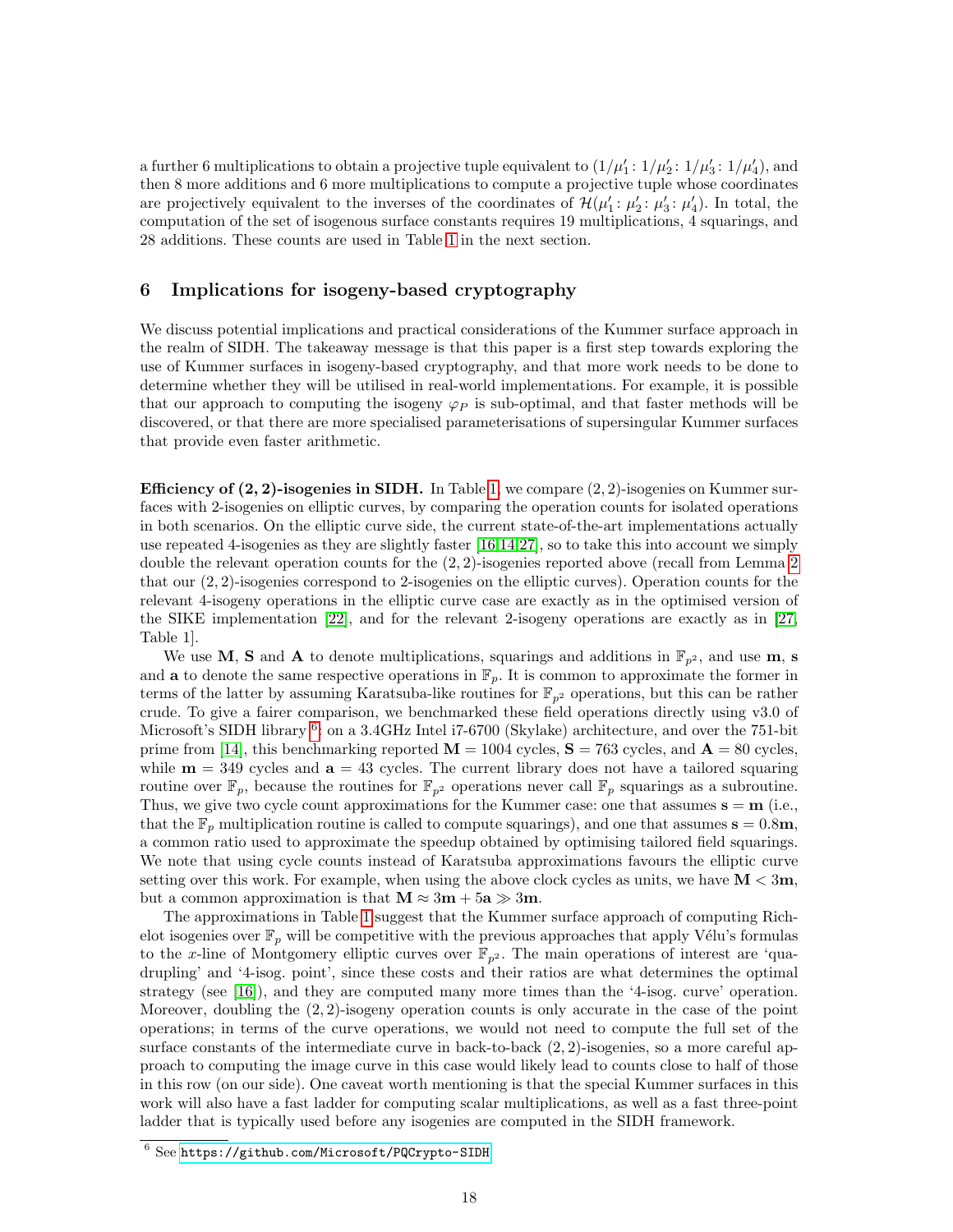a further 6 multiplications to obtain a projective tuple equivalent to $(1/\mu_1' : 1/\mu_2' : 1/\mu_3' : 1/\mu_4')$, and then 8 more additions and 6 more multiplications to compute a projective tuple whose coordinates are projectively equivalent to the inverses of the coordinates of $\mathcal{H}(\mu_1' : \mu_2' : \mu_3' : \mu_4')$. In total, the computation of the set of isogenous surface constants requires 19 multiplications, 4 squarings, and 28 additions. These counts are used in Table 1 in the next section.

## 6 Implications for isogeny-based cryptography

We discuss potential implications and practical considerations of the Kummer surface approach in the realm of SIDH. The takeaway message is that this paper is a first step towards exploring the use of Kummer surfaces in isogeny-based cryptography, and that more work needs to be done to determine whether they will be utilised in real-world implementations. For example, it is possible that our approach to computing the isogeny $\varphi_P$ is sub-optimal, and that faster methods will be discovered, or that there are more specialised parameterisations of supersingular Kummer surfaces that provide even faster arithmetic.

**Efficiency of $(2,2)$-isogenies in SIDH.** In Table 1, we compare $(2,2)$-isogenies on Kummer surfaces with 2-isogenies on elliptic curves, by comparing the operation counts for isolated operations in both scenarios. On the elliptic curve side, the current state-of-the-art implementations actually use repeated 4-isogenies as they are slightly faster [16,14,27], so to take this into account we simply double the relevant operation counts for the $(2,2)$-isogenies reported above (recall from Lemma 2 that our $(2,2)$-isogenies correspond to 2-isogenies on the elliptic curves). Operation counts for the relevant 4-isogeny operations in the elliptic curve case are exactly as in the optimised version of the SIKE implementation [22], and for the relevant 2-isogeny operations are exactly as in [27, Table 1].

We use $\mathbf{M}$, $\mathbf{S}$ and $\mathbf{A}$ to denote multiplications, squarings and additions in $\mathbb{F}_{p^2}$, and use $\mathbf{m}$, $\mathbf{s}$ and $\mathbf{a}$ to denote the same respective operations in $\mathbb{F}_p$. It is common to approximate the former in terms of the latter by assuming Karatsuba-like routines for $\mathbb{F}_{p^2}$ operations, but this can be rather crude. To give a fairer comparison, we benchmarked these field operations directly using v3.0 of Microsoft's SIDH library [6] on a 3.4GHz Intel i7-6700 (Skylake) architecture, and over the 751-bit prime from [14], this benchmarking reported $\mathbf{M} = 1004$ cycles, $\mathbf{S} = 763$ cycles, and $\mathbf{A} = 80$ cycles, while $\mathbf{m} = 349$ cycles and $\mathbf{a} = 43$ cycles. The current library does not have a tailored squaring routine over $\mathbb{F}_p$, because the routines for $\mathbb{F}_{p^2}$ operations never call $\mathbb{F}_p$ squarings as a subroutine. Thus, we give two cycle count approximations for the Kummer case: one that assumes $\mathbf{s} = \mathbf{m}$ (i.e., that the $\mathbb{F}_p$ multiplication routine is called to compute squarings), and one that assumes $\mathbf{s} = 0.8\mathbf{m}$, a common ratio used to approximate the speedup obtained by optimising tailored field squarings. We note that using cycle counts instead of Karatsuba approximations favours the elliptic curve setting over this work. For example, when using the above clock cycles as units, we have $\mathbf{M} < 3\mathbf{m}$, but a common approximation is that $\mathbf{M} \approx 3\mathbf{m} + 5\mathbf{a} \gg 3\mathbf{m}$.

The approximations in Table 1 suggest that the Kummer surface approach of computing Richelot isogenies over $\mathbb{F}_p$ will be competitive with the previous approaches that apply Vélu's formulas to the $x$-line of Montgomery elliptic curves over $\mathbb{F}_{p^2}$. The main operations of interest are 'quadrupling' and '4-isog. point', since these costs and their ratios are what determines the optimal strategy (see [16]), and they are computed many more times than the '4-isog. curve' operation. Moreover, doubling the $(2,2)$-isogeny operation counts is only accurate in the case of the point operations; in terms of the curve operations, we would not need to compute the full set of the surface constants of the intermediate curve in back-to-back $(2,2)$-isogenies, so a more careful approach to computing the image curve in this case would likely lead to counts close to half of those in this row (on our side). One caveat worth mentioning is that the special Kummer surfaces in this work will also have a fast ladder for computing scalar multiplications, as well as a fast three-point ladder that is typically used before any isogenies are computed in the SIDH framework.

[6] See https://github.com/Microsoft/PQCrypto-SIDH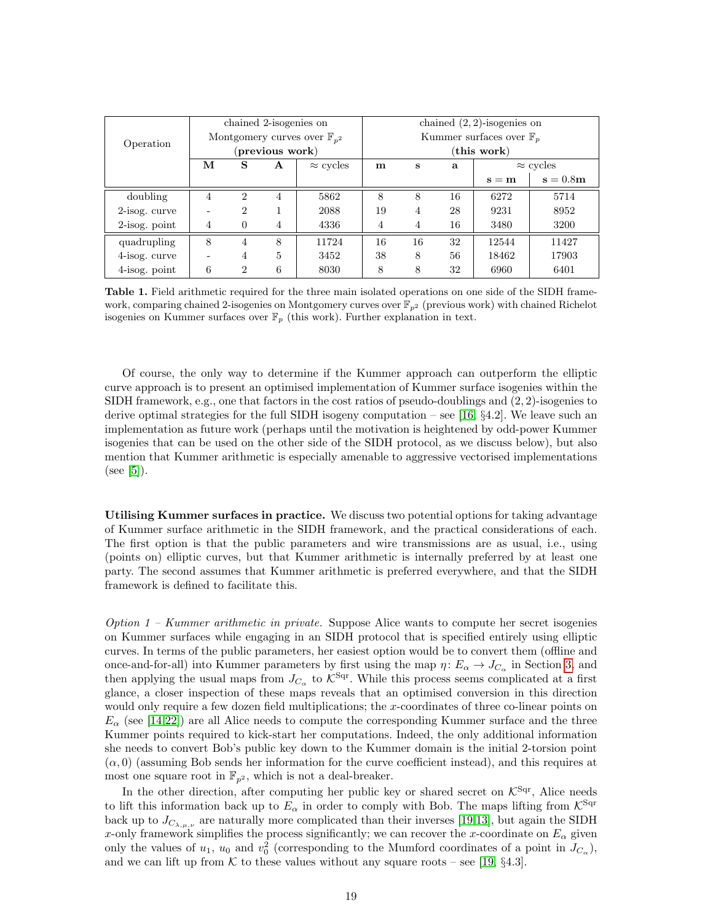| Operation | chained 2-isogenies on Montgomery curves over $\mathbb{F}_{p^2}$ (**previous work**) | | | | chained $(2,2)$-isogenies on Kummer surfaces over $\mathbb{F}_p$ (**this work**) | | | | |
|---|---|---|---|---|---|---|---|---|---|
| | **M** | **S** | **A** | $\approx$ cycles | **m** | **s** | **a** | $\approx$ cycles | |
| | | | | | | | | $\mathbf{s} = \mathbf{m}$ | $\mathbf{s} = 0.8\mathbf{m}$ |
| doubling | 4 | 2 | 4 | 5862 | 8 | 8 | 16 | 6272 | 5714 |
| 2-isog. curve | - | 2 | 1 | 2088 | 19 | 4 | 28 | 9231 | 8952 |
| 2-isog. point | 4 | 0 | 4 | 4336 | 4 | 4 | 16 | 3480 | 3200 |
| quadrupling | 8 | 4 | 8 | 11724 | 16 | 16 | 32 | 12544 | 11427 |
| 4-isog. curve | - | 4 | 5 | 3452 | 38 | 8 | 56 | 18462 | 17903 |
| 4-isog. point | 6 | 2 | 6 | 8030 | 8 | 8 | 32 | 6960 | 6401 |

**Table 1.** Field arithmetic required for the three main isolated operations on one side of the SIDH framework, comparing chained 2-isogenies on Montgomery curves over $\mathbb{F}_{p^2}$ (previous work) with chained Richelot isogenies on Kummer surfaces over $\mathbb{F}_p$ (this work). Further explanation in text.

Of course, the only way to determine if the Kummer approach can outperform the elliptic curve approach is to present an optimised implementation of Kummer surface isogenies within the SIDH framework, e.g., one that factors in the cost ratios of pseudo-doublings and $(2,2)$-isogenies to derive optimal strategies for the full SIDH isogeny computation – see [16, §4.2]. We leave such an implementation as future work (perhaps until the motivation is heightened by odd-power Kummer isogenies that can be used on the other side of the SIDH protocol, as we discuss below), but also mention that Kummer arithmetic is especially amenable to aggressive vectorised implementations (see [5]).

**Utilising Kummer surfaces in practice.** We discuss two potential options for taking advantage of Kummer surface arithmetic in the SIDH framework, and the practical considerations of each. The first option is that the public parameters and wire transmissions are as usual, i.e., using (points on) elliptic curves, but that Kummer arithmetic is internally preferred by at least one party. The second assumes that Kummer arithmetic is preferred everywhere, and that the SIDH framework is defined to facilitate this.

*Option 1 – Kummer arithmetic in private.* Suppose Alice wants to compute her secret isogenies on Kummer surfaces while engaging in an SIDH protocol that is specified entirely using elliptic curves. In terms of the public parameters, her easiest option would be to convert them (offline and once-and-for-all) into Kummer parameters by first using the map $\eta\colon E_\alpha \to J_{C_\alpha}$ in Section 3, and then applying the usual maps from $J_{C_\alpha}$ to $\mathcal{K}^{\mathrm{Sqr}}$. While this process seems complicated at a first glance, a closer inspection of these maps reveals that an optimised conversion in this direction would only require a few dozen field multiplications; the $x$-coordinates of three co-linear points on $E_\alpha$ (see [14,22]) are all Alice needs to compute the corresponding Kummer surface and the three Kummer points required to kick-start her computations. Indeed, the only additional information she needs to convert Bob's public key down to the Kummer domain is the initial 2-torsion point $(\alpha, 0)$ (assuming Bob sends her information for the curve coefficient instead), and this requires at most one square root in $\mathbb{F}_{p^2}$, which is not a deal-breaker.

In the other direction, after computing her public key or shared secret on $\mathcal{K}^{\mathrm{Sqr}}$, Alice needs to lift this information back up to $E_\alpha$ in order to comply with Bob. The maps lifting from $\mathcal{K}^{\mathrm{Sqr}}$ back up to $J_{C_{\lambda,\mu,\nu}}$ are naturally more complicated than their inverses [19,13], but again the SIDH $x$-only framework simplifies the process significantly; we can recover the $x$-coordinate on $E_\alpha$ given only the values of $u_1$, $u_0$ and $v_0^2$ (corresponding to the Mumford coordinates of a point in $J_{C_\alpha}$), and we can lift up from $\mathcal{K}$ to these values without any square roots – see [19, §4.3].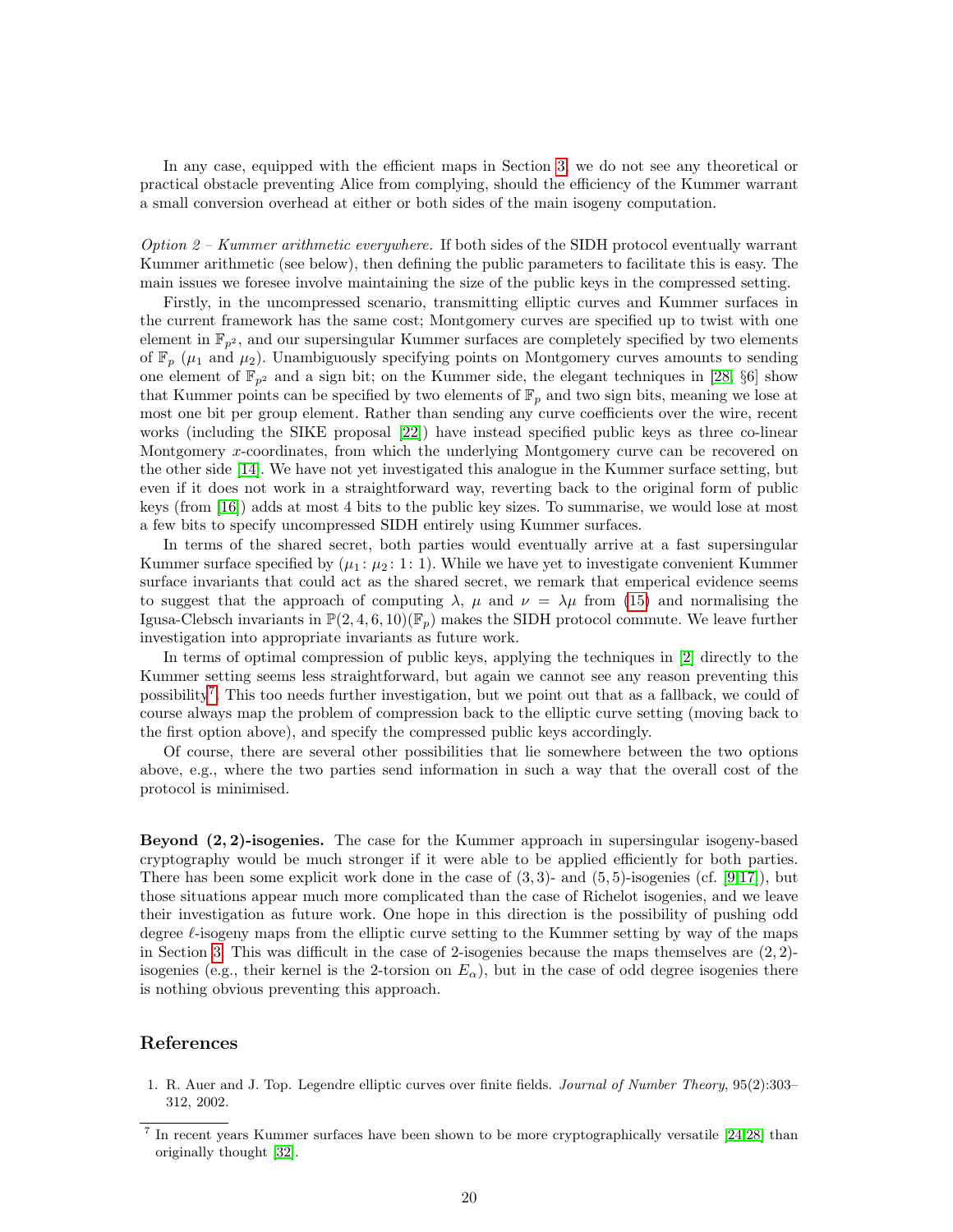In any case, equipped with the efficient maps in Section 3, we do not see any theoretical or practical obstacle preventing Alice from complying, should the efficiency of the Kummer warrant a small conversion overhead at either or both sides of the main isogeny computation.

*Option 2 – Kummer arithmetic everywhere.* If both sides of the SIDH protocol eventually warrant Kummer arithmetic (see below), then defining the public parameters to facilitate this is easy. The main issues we foresee involve maintaining the size of the public keys in the compressed setting.

Firstly, in the uncompressed scenario, transmitting elliptic curves and Kummer surfaces in the current framework has the same cost; Montgomery curves are specified up to twist with one element in $\mathbb{F}_{p^2}$, and our supersingular Kummer surfaces are completely specified by two elements of $\mathbb{F}_p$ ($\mu_1$ and $\mu_2$). Unambiguously specifying points on Montgomery curves amounts to sending one element of $\mathbb{F}_{p^2}$ and a sign bit; on the Kummer side, the elegant techniques in [28, §6] show that Kummer points can be specified by two elements of $\mathbb{F}_p$ and two sign bits, meaning we lose at most one bit per group element. Rather than sending any curve coefficients over the wire, recent works (including the SIKE proposal [22]) have instead specified public keys as three co-linear Montgomery $x$-coordinates, from which the underlying Montgomery curve can be recovered on the other side [14]. We have not yet investigated this analogue in the Kummer surface setting, but even if it does not work in a straightforward way, reverting back to the original form of public keys (from [16]) adds at most 4 bits to the public key sizes. To summarise, we would lose at most a few bits to specify uncompressed SIDH entirely using Kummer surfaces.

In terms of the shared secret, both parties would eventually arrive at a fast supersingular Kummer surface specified by $(\mu_1 : \mu_2 : 1 : 1)$. While we have yet to investigate convenient Kummer surface invariants that could act as the shared secret, we remark that emperical evidence seems to suggest that the approach of computing $\lambda$, $\mu$ and $\nu = \lambda\mu$ from (15) and normalising the Igusa-Clebsch invariants in $\mathbb{P}(2, 4, 6, 10)(\mathbb{F}_p)$ makes the SIDH protocol commute. We leave further investigation into appropriate invariants as future work.

In terms of optimal compression of public keys, applying the techniques in [2] directly to the Kummer setting seems less straightforward, but again we cannot see any reason preventing this possibility[7]. This too needs further investigation, but we point out that as a fallback, we could of course always map the problem of compression back to the elliptic curve setting (moving back to the first option above), and specify the compressed public keys accordingly.

Of course, there are several other possibilities that lie somewhere between the two options above, e.g., where the two parties send information in such a way that the overall cost of the protocol is minimised.

**Beyond $(2, 2)$-isogenies.** The case for the Kummer approach in supersingular isogeny-based cryptography would be much stronger if it were able to be applied efficiently for both parties. There has been some explicit work done in the case of $(3, 3)$- and $(5, 5)$-isogenies (cf. [9,17]), but those situations appear much more complicated than the case of Richelot isogenies, and we leave their investigation as future work. One hope in this direction is the possibility of pushing odd degree $\ell$-isogeny maps from the elliptic curve setting to the Kummer setting by way of the maps in Section 3. This was difficult in the case of 2-isogenies because the maps themselves are $(2, 2)$-isogenies (e.g., their kernel is the 2-torsion on $E_\alpha$), but in the case of odd degree isogenies there is nothing obvious preventing this approach.

## References

1. R. Auer and J. Top. Legendre elliptic curves over finite fields. *Journal of Number Theory*, 95(2):303–312, 2002.

[7] In recent years Kummer surfaces have been shown to be more cryptographically versatile [24,28] than originally thought [32].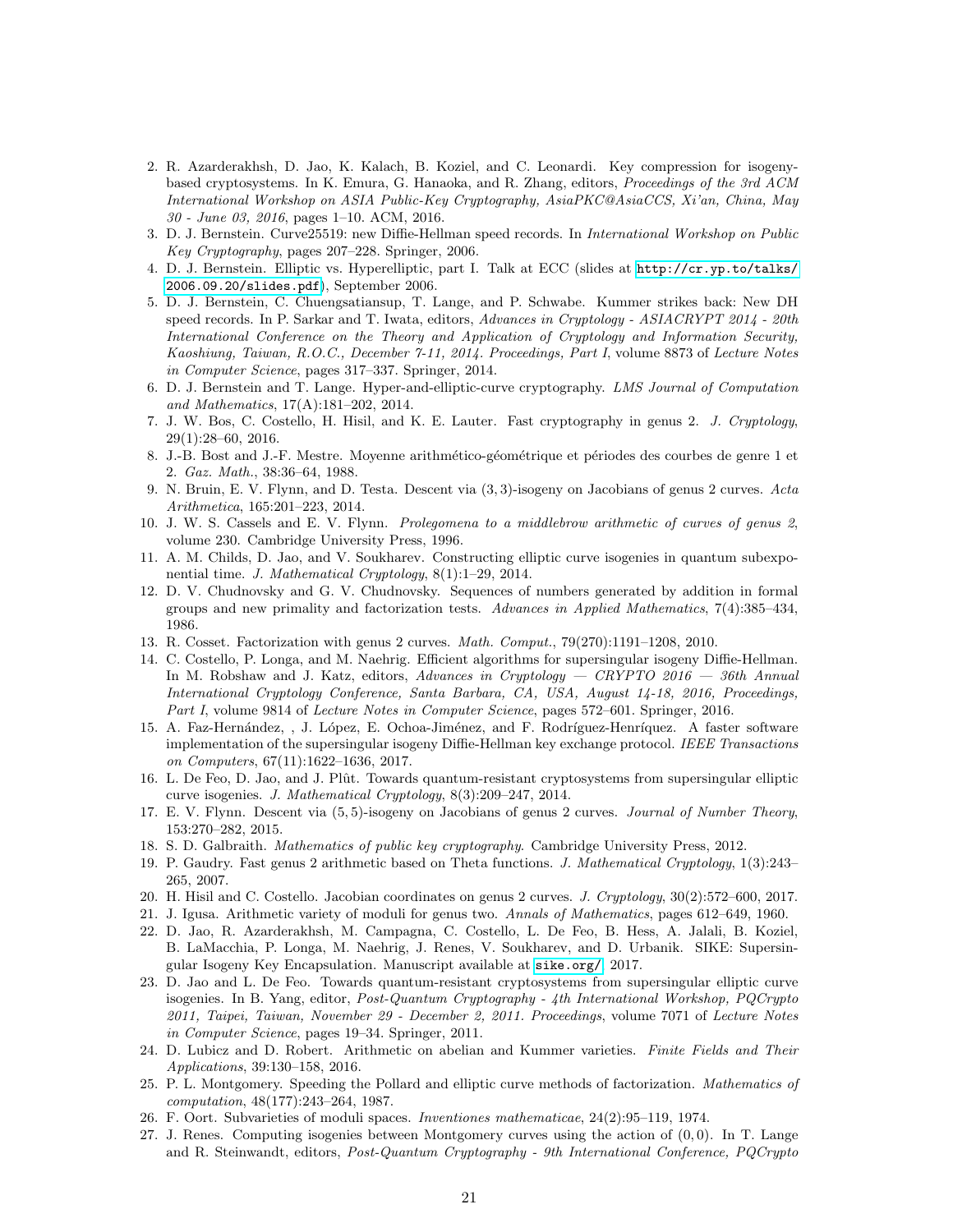2. R. Azarderakhsh, D. Jao, K. Kalach, B. Koziel, and C. Leonardi. Key compression for isogeny-based cryptosystems. In K. Emura, G. Hanaoka, and R. Zhang, editors, *Proceedings of the 3rd ACM International Workshop on ASIA Public-Key Cryptography, AsiaPKC@AsiaCCS, Xi'an, China, May 30 - June 03, 2016*, pages 1–10. ACM, 2016.
3. D. J. Bernstein. Curve25519: new Diffie-Hellman speed records. In *International Workshop on Public Key Cryptography*, pages 207–228. Springer, 2006.
4. D. J. Bernstein. Elliptic vs. Hyperelliptic, part I. Talk at ECC (slides at http://cr.yp.to/talks/2006.09.20/slides.pdf), September 2006.
5. D. J. Bernstein, C. Chuengsatiansup, T. Lange, and P. Schwabe. Kummer strikes back: New DH speed records. In P. Sarkar and T. Iwata, editors, *Advances in Cryptology - ASIACRYPT 2014 - 20th International Conference on the Theory and Application of Cryptology and Information Security, Kaoshiung, Taiwan, R.O.C., December 7-11, 2014. Proceedings, Part I*, volume 8873 of *Lecture Notes in Computer Science*, pages 317–337. Springer, 2014.
6. D. J. Bernstein and T. Lange. Hyper-and-elliptic-curve cryptography. *LMS Journal of Computation and Mathematics*, 17(A):181–202, 2014.
7. J. W. Bos, C. Costello, H. Hisil, and K. E. Lauter. Fast cryptography in genus 2. *J. Cryptology*, 29(1):28–60, 2016.
8. J.-B. Bost and J.-F. Mestre. Moyenne arithmético-géométrique et périodes des courbes de genre 1 et 2. *Gaz. Math.*, 38:36–64, 1988.
9. N. Bruin, E. V. Flynn, and D. Testa. Descent via $(3,3)$-isogeny on Jacobians of genus 2 curves. *Acta Arithmetica*, 165:201–223, 2014.
10. J. W. S. Cassels and E. V. Flynn. *Prolegomena to a middlebrow arithmetic of curves of genus 2*, volume 230. Cambridge University Press, 1996.
11. A. M. Childs, D. Jao, and V. Soukharev. Constructing elliptic curve isogenies in quantum subexponential time. *J. Mathematical Cryptology*, 8(1):1–29, 2014.
12. D. V. Chudnovsky and G. V. Chudnovsky. Sequences of numbers generated by addition in formal groups and new primality and factorization tests. *Advances in Applied Mathematics*, 7(4):385–434, 1986.
13. R. Cosset. Factorization with genus 2 curves. *Math. Comput.*, 79(270):1191–1208, 2010.
14. C. Costello, P. Longa, and M. Naehrig. Efficient algorithms for supersingular isogeny Diffie-Hellman. In M. Robshaw and J. Katz, editors, *Advances in Cryptology — CRYPTO 2016 — 36th Annual International Cryptology Conference, Santa Barbara, CA, USA, August 14-18, 2016, Proceedings, Part I*, volume 9814 of *Lecture Notes in Computer Science*, pages 572–601. Springer, 2016.
15. A. Faz-Hernández, , J. López, E. Ochoa-Jiménez, and F. Rodríguez-Henríquez. A faster software implementation of the supersingular isogeny Diffie-Hellman key exchange protocol. *IEEE Transactions on Computers*, 67(11):1622–1636, 2017.
16. L. De Feo, D. Jao, and J. Plût. Towards quantum-resistant cryptosystems from supersingular elliptic curve isogenies. *J. Mathematical Cryptology*, 8(3):209–247, 2014.
17. E. V. Flynn. Descent via $(5,5)$-isogeny on Jacobians of genus 2 curves. *Journal of Number Theory*, 153:270–282, 2015.
18. S. D. Galbraith. *Mathematics of public key cryptography*. Cambridge University Press, 2012.
19. P. Gaudry. Fast genus 2 arithmetic based on Theta functions. *J. Mathematical Cryptology*, 1(3):243–265, 2007.
20. H. Hisil and C. Costello. Jacobian coordinates on genus 2 curves. *J. Cryptology*, 30(2):572–600, 2017.
21. J. Igusa. Arithmetic variety of moduli for genus two. *Annals of Mathematics*, pages 612–649, 1960.
22. D. Jao, R. Azarderakhsh, M. Campagna, C. Costello, L. De Feo, B. Hess, A. Jalali, B. Koziel, B. LaMacchia, P. Longa, M. Naehrig, J. Renes, V. Soukharev, and D. Urbanik. SIKE: Supersingular Isogeny Key Encapsulation. Manuscript available at sike.org/, 2017.
23. D. Jao and L. De Feo. Towards quantum-resistant cryptosystems from supersingular elliptic curve isogenies. In B. Yang, editor, *Post-Quantum Cryptography - 4th International Workshop, PQCrypto 2011, Taipei, Taiwan, November 29 - December 2, 2011. Proceedings*, volume 7071 of *Lecture Notes in Computer Science*, pages 19–34. Springer, 2011.
24. D. Lubicz and D. Robert. Arithmetic on abelian and Kummer varieties. *Finite Fields and Their Applications*, 39:130–158, 2016.
25. P. L. Montgomery. Speeding the Pollard and elliptic curve methods of factorization. *Mathematics of computation*, 48(177):243–264, 1987.
26. F. Oort. Subvarieties of moduli spaces. *Inventiones mathematicae*, 24(2):95–119, 1974.
27. J. Renes. Computing isogenies between Montgomery curves using the action of $(0,0)$. In T. Lange and R. Steinwandt, editors, *Post-Quantum Cryptography - 9th International Conference, PQCrypto*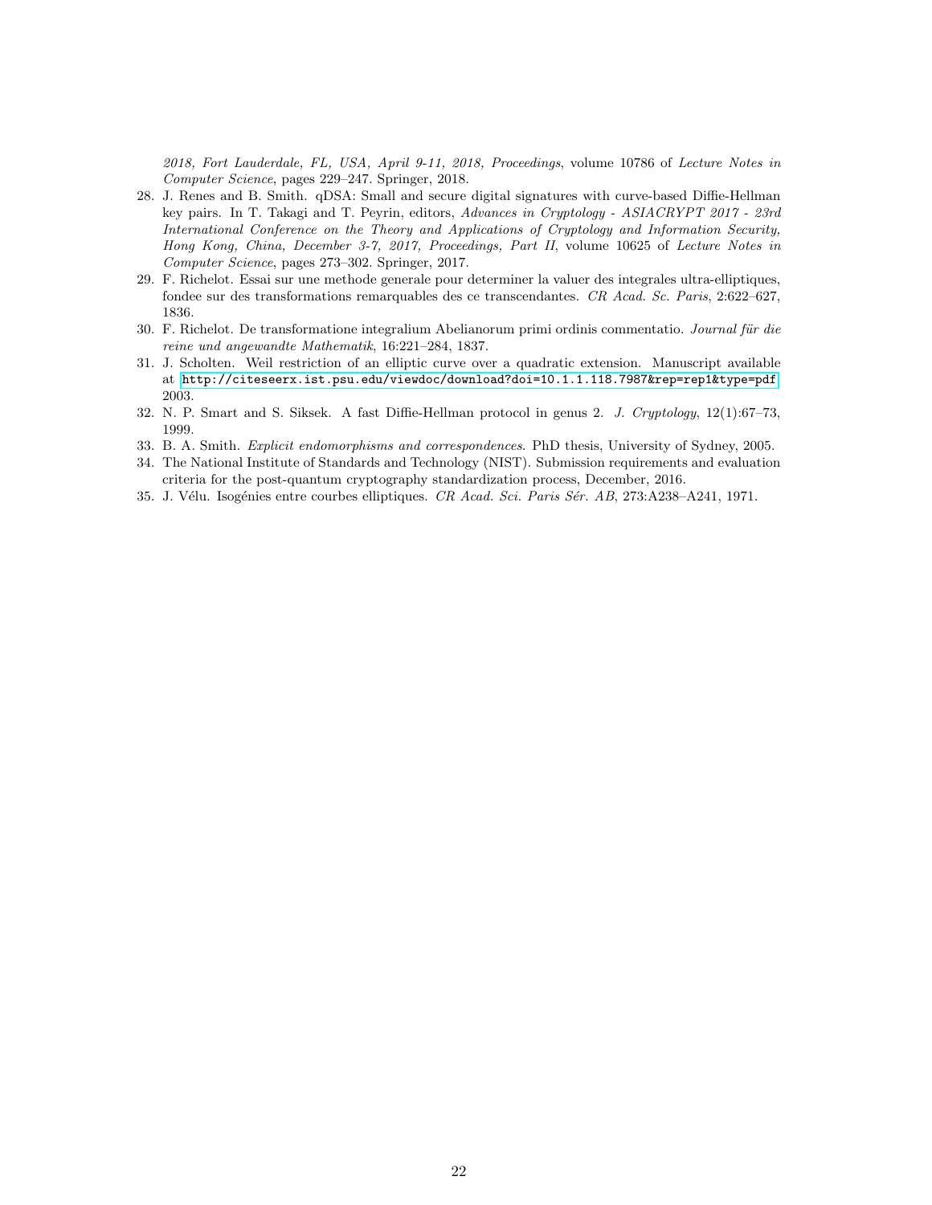*2018, Fort Lauderdale, FL, USA, April 9-11, 2018, Proceedings*, volume 10786 of *Lecture Notes in Computer Science*, pages 229–247. Springer, 2018.

28. J. Renes and B. Smith. qDSA: Small and secure digital signatures with curve-based Diffie-Hellman key pairs. In T. Takagi and T. Peyrin, editors, *Advances in Cryptology - ASIACRYPT 2017 - 23rd International Conference on the Theory and Applications of Cryptology and Information Security, Hong Kong, China, December 3-7, 2017, Proceedings, Part II*, volume 10625 of *Lecture Notes in Computer Science*, pages 273–302. Springer, 2017.
29. F. Richelot. Essai sur une methode generale pour determiner la valuer des integrales ultra-elliptiques, fondee sur des transformations remarquables des ce transcendantes. *CR Acad. Sc. Paris*, 2:622–627, 1836.
30. F. Richelot. De transformatione integralium Abelianorum primi ordinis commentatio. *Journal für die reine und angewandte Mathematik*, 16:221–284, 1837.
31. J. Scholten. Weil restriction of an elliptic curve over a quadratic extension. Manuscript available at http://citeseerx.ist.psu.edu/viewdoc/download?doi=10.1.1.118.7987&rep=rep1&type=pdf, 2003.
32. N. P. Smart and S. Siksek. A fast Diffie-Hellman protocol in genus 2. *J. Cryptology*, 12(1):67–73, 1999.
33. B. A. Smith. *Explicit endomorphisms and correspondences*. PhD thesis, University of Sydney, 2005.
34. The National Institute of Standards and Technology (NIST). Submission requirements and evaluation criteria for the post-quantum cryptography standardization process, December, 2016.
35. J. Vélu. Isogénies entre courbes elliptiques. *CR Acad. Sci. Paris Sér. AB*, 273:A238–A241, 1971.